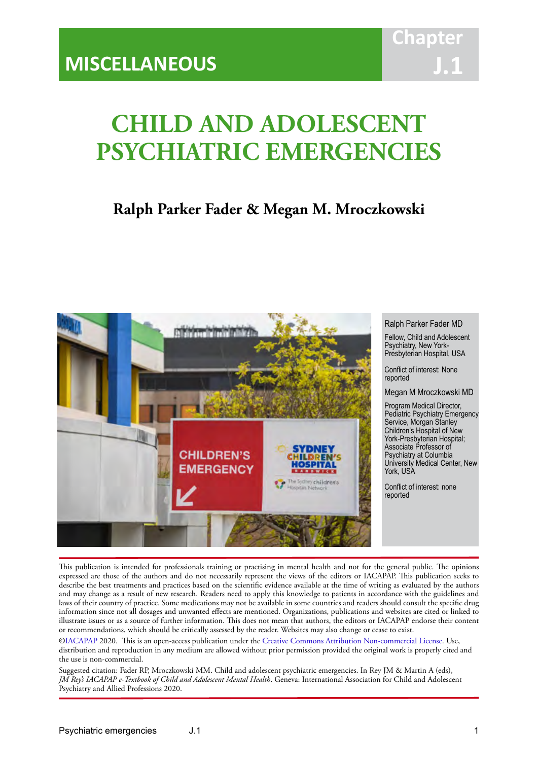MISCELLANEOUS

Chapter J.1

# CHILD AND ADOLESCENT PSYCHIATRIC EMERGENCIES

## Ralph Parker Fader & Megan M. Mroczkowski

Ralph Parker Fader MD

Fellow, Child and Adolescent Psychiatry, New York-Presbyterian Hospital, USA

Conflict of interest: None reported

Megan M Mroczkowski MD

Program Medical Director, Pediatric Psychiatry Emergency Service, Morgan Stanley Children's Hospital of New York-Presbyterian Hospital; Associate Professor of Psychiatry at Columbia University Medical Center, New York, USA

Conflict of interest: none reported

This publication is intended for professionals training or practising in mental health and not for the general public. The opinions expressed are those of the authors and do not necessarily represent the views of the editors or IACAPAP. This publication seeks to describe the best treatments and practices based on the scientific evidence available at the time of writing as evaluated by the authors and may change as a result of new research. Readers need to apply this knowledge to patients in accordance with the guidelines and laws of their country of practice. Some medications may not be available in some countries and readers should consult the specific drug information since not all dosages and unwanted effects are mentioned. Organizations, publications and websites are cited or linked to illustrate issues or as a source of further information. This does not mean that authors, the editors or IACAPAP endorse their content or recommendations, which should be critically assessed by the reader. Websites may also change or cease to exist.

©IACAPAP 2020. This is an open-access publication under the Creative Commons Attribution Non-commercial License. Use, distribution and reproduction in any medium are allowed without prior permission provided the original work is properly cited and the use is non-commercial.

Suggested citation: Fader RP, Mroczkowski MM. Child and adolescent psychiatric emergencies. In Rey JM & Martin A (eds), *JM Rey's IACAPAP e-Textbook of Child and Adolescent Mental Health*. Geneva: International Association for Child and Adolescent Psychiatry and Allied Professions 2020.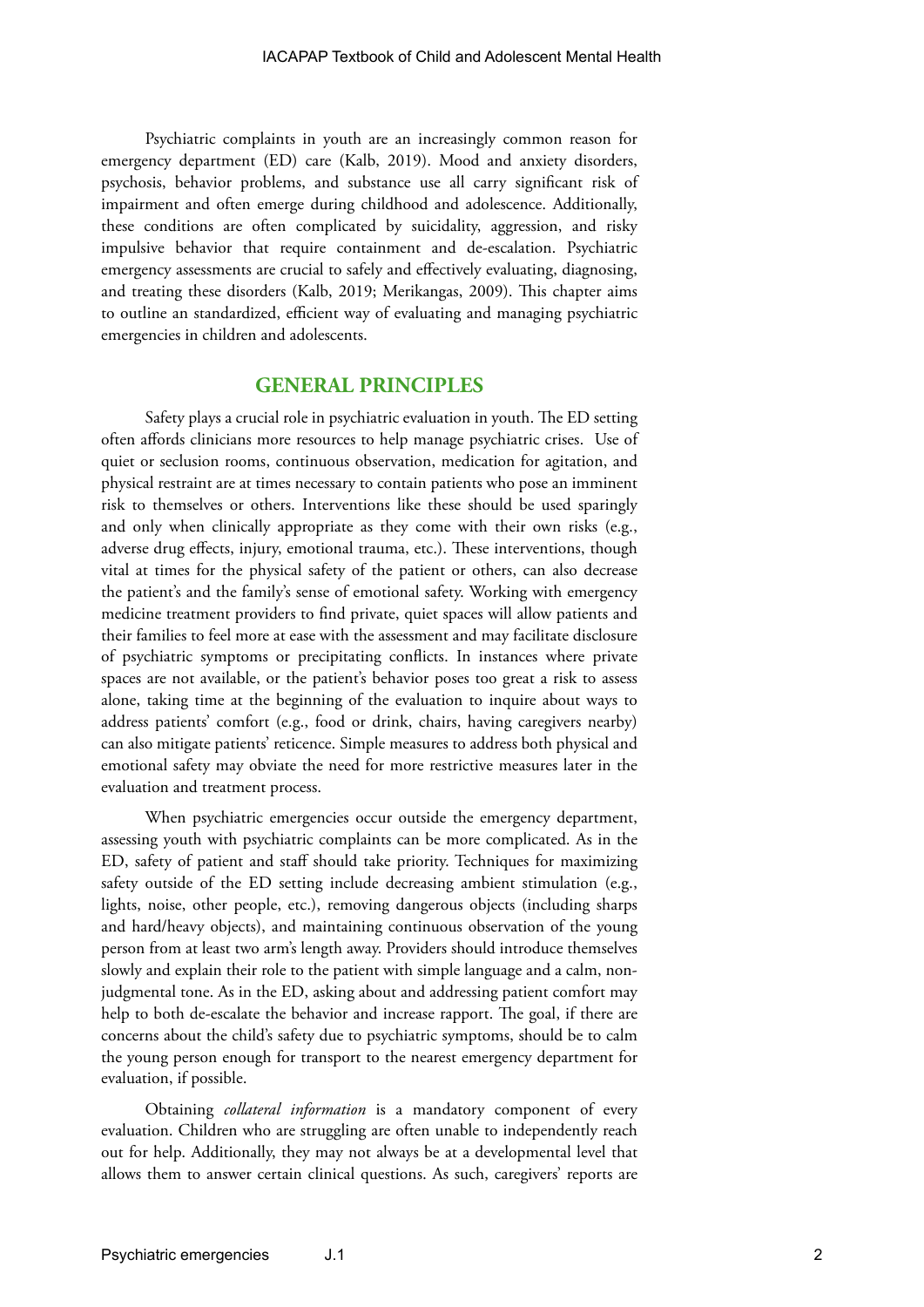Psychiatric complaints in youth are an increasingly common reason for emergency department (ED) care (Kalb, 2019). Mood and anxiety disorders, psychosis, behavior problems, and substance use all carry significant risk of impairment and often emerge during childhood and adolescence. Additionally, these conditions are often complicated by suicidality, aggression, and risky impulsive behavior that require containment and de-escalation. Psychiatric emergency assessments are crucial to safely and effectively evaluating, diagnosing, and treating these disorders (Kalb, 2019; Merikangas, 2009). This chapter aims to outline an standardized, efficient way of evaluating and managing psychiatric emergencies in children and adolescents.

## GENERAL PRINCIPLES

Safety plays a crucial role in psychiatric evaluation in youth. The ED setting often affords clinicians more resources to help manage psychiatric crises. Use of quiet or seclusion rooms, continuous observation, medication for agitation, and physical restraint are at times necessary to contain patients who pose an imminent risk to themselves or others. Interventions like these should be used sparingly and only when clinically appropriate as they come with their own risks (e.g., adverse drug effects, injury, emotional trauma, etc.). These interventions, though vital at times for the physical safety of the patient or others, can also decrease the patient's and the family's sense of emotional safety. Working with emergency medicine treatment providers to find private, quiet spaces will allow patients and their families to feel more at ease with the assessment and may facilitate disclosure of psychiatric symptoms or precipitating conflicts. In instances where private spaces are not available, or the patient's behavior poses too great a risk to assess alone, taking time at the beginning of the evaluation to inquire about ways to address patients' comfort (e.g., food or drink, chairs, having caregivers nearby) can also mitigate patients' reticence. Simple measures to address both physical and emotional safety may obviate the need for more restrictive measures later in the evaluation and treatment process.

When psychiatric emergencies occur outside the emergency department, assessing youth with psychiatric complaints can be more complicated. As in the ED, safety of patient and staff should take priority. Techniques for maximizing safety outside of the ED setting include decreasing ambient stimulation (e.g., lights, noise, other people, etc.), removing dangerous objects (including sharps and hard/heavy objects), and maintaining continuous observation of the young person from at least two arm's length away. Providers should introduce themselves slowly and explain their role to the patient with simple language and a calm, non-judgmental tone. As in the ED, asking about and addressing patient comfort may help to both de-escalate the behavior and increase rapport. The goal, if there are concerns about the child's safety due to psychiatric symptoms, should be to calm the young person enough for transport to the nearest emergency department for evaluation, if possible.

Obtaining *collateral information* is a mandatory component of every evaluation. Children who are struggling are often unable to independently reach out for help. Additionally, they may not always be at a developmental level that allows them to answer certain clinical questions. As such, caregivers' reports are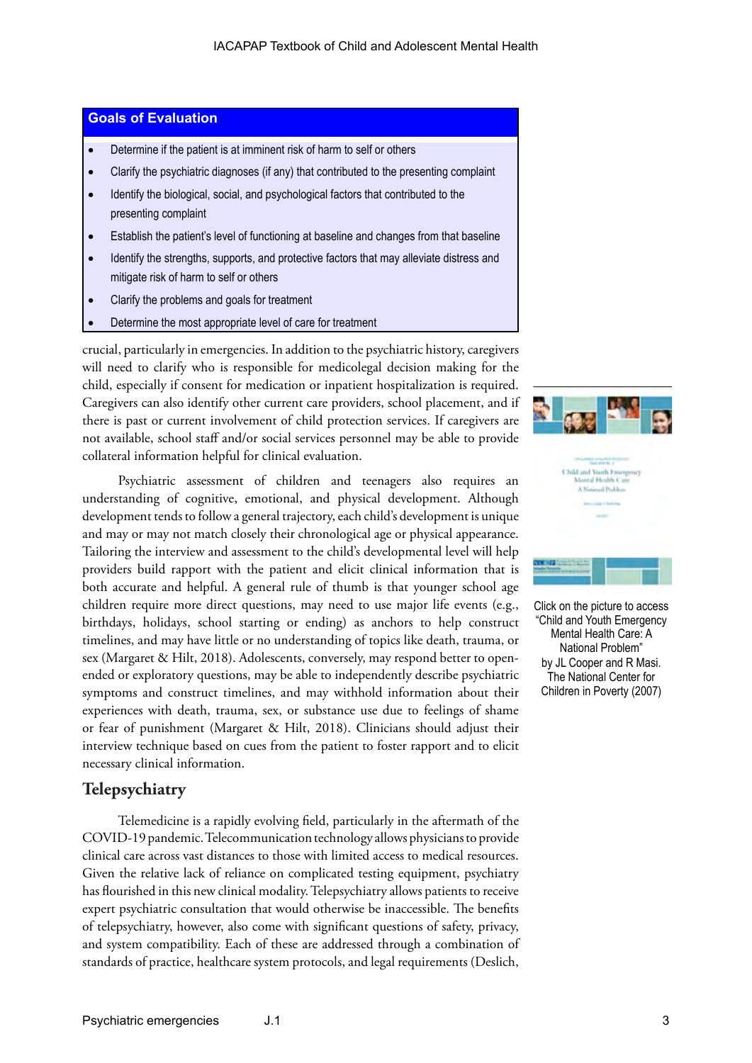**Goals of Evaluation**

- Determine if the patient is at imminent risk of harm to self or others
- Clarify the psychiatric diagnoses (if any) that contributed to the presenting complaint
- Identify the biological, social, and psychological factors that contributed to the presenting complaint
- Establish the patient's level of functioning at baseline and changes from that baseline
- Identify the strengths, supports, and protective factors that may alleviate distress and mitigate risk of harm to self or others
- Clarify the problems and goals for treatment
- Determine the most appropriate level of care for treatment

crucial, particularly in emergencies. In addition to the psychiatric history, caregivers will need to clarify who is responsible for medicolegal decision making for the child, especially if consent for medication or inpatient hospitalization is required. Caregivers can also identify other current care providers, school placement, and if there is past or current involvement of child protection services. If caregivers are not available, school staff and/or social services personnel may be able to provide collateral information helpful for clinical evaluation.

Psychiatric assessment of children and teenagers also requires an understanding of cognitive, emotional, and physical development. Although development tends to follow a general trajectory, each child's development is unique and may or may not match closely their chronological age or physical appearance. Tailoring the interview and assessment to the child's developmental level will help providers build rapport with the patient and elicit clinical information that is both accurate and helpful. A general rule of thumb is that younger school age children require more direct questions, may need to use major life events (e.g., birthdays, holidays, school starting or ending) as anchors to help construct timelines, and may have little or no understanding of topics like death, trauma, or sex (Margaret & Hilt, 2018). Adolescents, conversely, may respond better to open-ended or exploratory questions, may be able to independently describe psychiatric symptoms and construct timelines, and may withhold information about their experiences with death, trauma, sex, or substance use due to feelings of shame or fear of punishment (Margaret & Hilt, 2018). Clinicians should adjust their interview technique based on cues from the patient to foster rapport and to elicit necessary clinical information.

Click on the picture to access "Child and Youth Emergency Mental Health Care: A National Problem" by JL Cooper and R Masi. The National Center for Children in Poverty (2007)

## Telepsychiatry

Telemedicine is a rapidly evolving field, particularly in the aftermath of the COVID-19 pandemic. Telecommunication technology allows physicians to provide clinical care across vast distances to those with limited access to medical resources. Given the relative lack of reliance on complicated testing equipment, psychiatry has flourished in this new clinical modality. Telepsychiatry allows patients to receive expert psychiatric consultation that would otherwise be inaccessible. The benefits of telepsychiatry, however, also come with significant questions of safety, privacy, and system compatibility. Each of these are addressed through a combination of standards of practice, healthcare system protocols, and legal requirements (Deslich,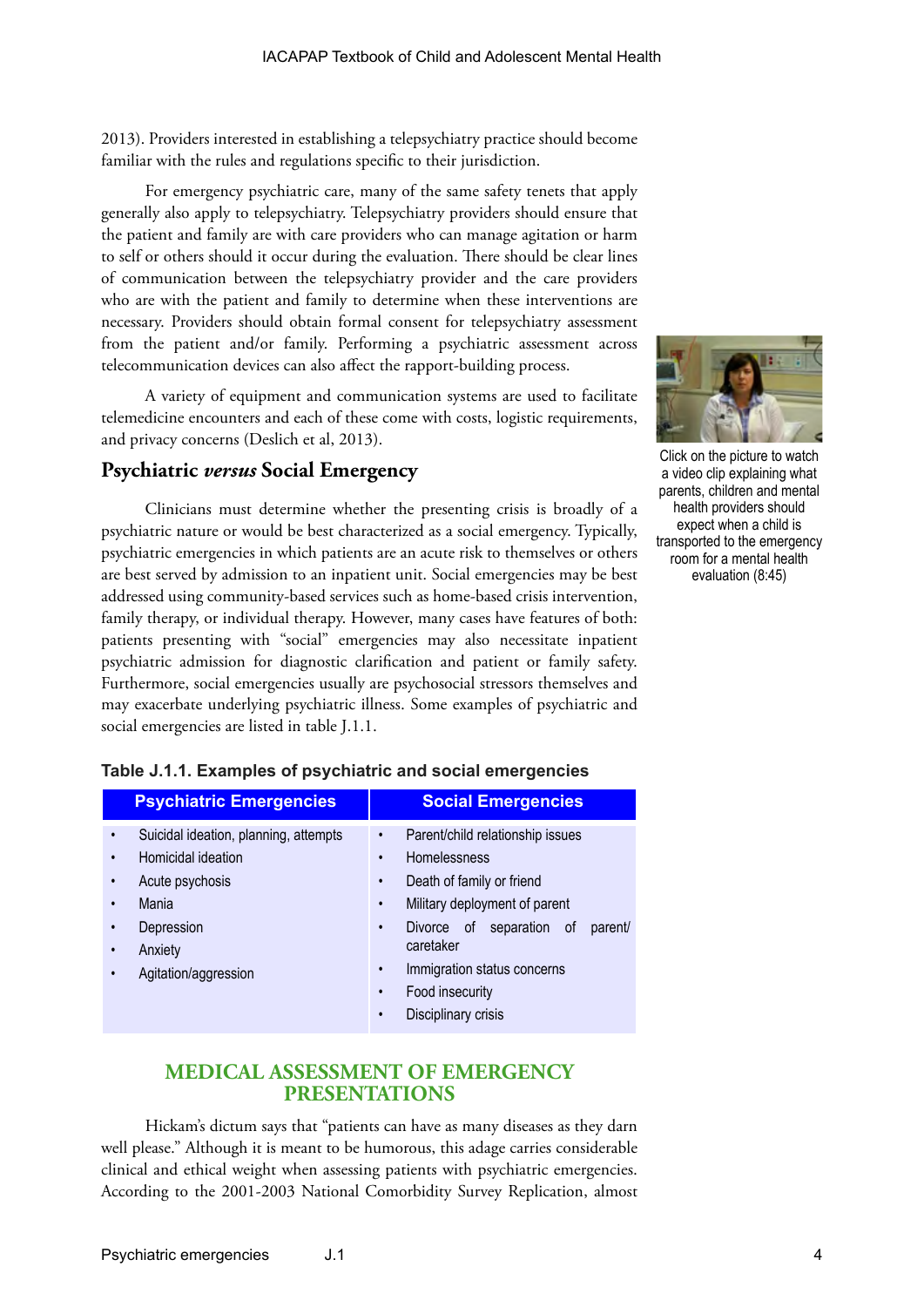2013). Providers interested in establishing a telepsychiatry practice should become familiar with the rules and regulations specific to their jurisdiction.

For emergency psychiatric care, many of the same safety tenets that apply generally also apply to telepsychiatry. Telepsychiatry providers should ensure that the patient and family are with care providers who can manage agitation or harm to self or others should it occur during the evaluation. There should be clear lines of communication between the telepsychiatry provider and the care providers who are with the patient and family to determine when these interventions are necessary. Providers should obtain formal consent for telepsychiatry assessment from the patient and/or family. Performing a psychiatric assessment across telecommunication devices can also affect the rapport-building process.

A variety of equipment and communication systems are used to facilitate telemedicine encounters and each of these come with costs, logistic requirements, and privacy concerns (Deslich et al, 2013).

Click on the picture to watch a video clip explaining what parents, children and mental health providers should expect when a child is transported to the emergency room for a mental health evaluation (8:45)

## Psychiatric *versus* Social Emergency

Clinicians must determine whether the presenting crisis is broadly of a psychiatric nature or would be best characterized as a social emergency. Typically, psychiatric emergencies in which patients are an acute risk to themselves or others are best served by admission to an inpatient unit. Social emergencies may be best addressed using community-based services such as home-based crisis intervention, family therapy, or individual therapy. However, many cases have features of both: patients presenting with "social" emergencies may also necessitate inpatient psychiatric admission for diagnostic clarification and patient or family safety. Furthermore, social emergencies usually are psychosocial stressors themselves and may exacerbate underlying psychiatric illness. Some examples of psychiatric and social emergencies are listed in table J.1.1.

**Table J.1.1. Examples of psychiatric and social emergencies**

| Psychiatric Emergencies | Social Emergencies |
|---|---|
| • Suicidal ideation, planning, attempts | • Parent/child relationship issues |
| • Homicidal ideation | • Homelessness |
| • Acute psychosis | • Death of family or friend |
| • Mania | • Military deployment of parent |
| • Depression | • Divorce of separation of parent/caretaker |
| • Anxiety | • Immigration status concerns |
| • Agitation/aggression | • Food insecurity |
| | • Disciplinary crisis |

# MEDICAL ASSESSMENT OF EMERGENCY PRESENTATIONS

Hickam's dictum says that "patients can have as many diseases as they darn well please." Although it is meant to be humorous, this adage carries considerable clinical and ethical weight when assessing patients with psychiatric emergencies. According to the 2001-2003 National Comorbidity Survey Replication, almost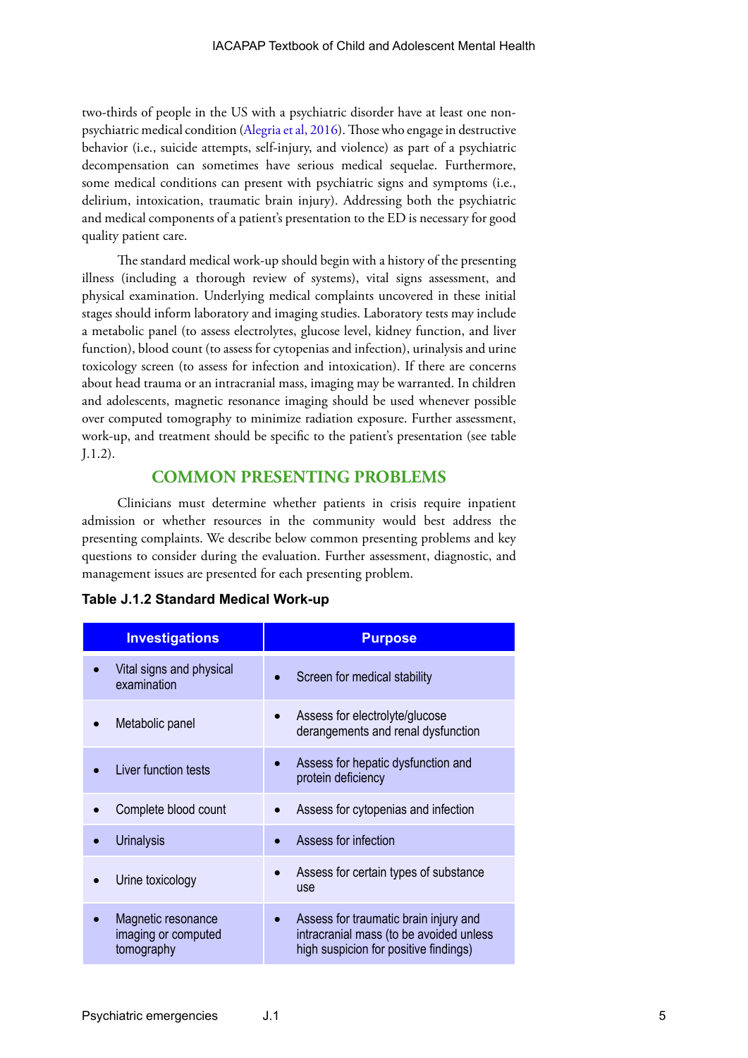two-thirds of people in the US with a psychiatric disorder have at least one non-psychiatric medical condition (Alegria et al, 2016). Those who engage in destructive behavior (i.e., suicide attempts, self-injury, and violence) as part of a psychiatric decompensation can sometimes have serious medical sequelae. Furthermore, some medical conditions can present with psychiatric signs and symptoms (i.e., delirium, intoxication, traumatic brain injury). Addressing both the psychiatric and medical components of a patient's presentation to the ED is necessary for good quality patient care.

The standard medical work-up should begin with a history of the presenting illness (including a thorough review of systems), vital signs assessment, and physical examination. Underlying medical complaints uncovered in these initial stages should inform laboratory and imaging studies. Laboratory tests may include a metabolic panel (to assess electrolytes, glucose level, kidney function, and liver function), blood count (to assess for cytopenias and infection), urinalysis and urine toxicology screen (to assess for infection and intoxication). If there are concerns about head trauma or an intracranial mass, imaging may be warranted. In children and adolescents, magnetic resonance imaging should be used whenever possible over computed tomography to minimize radiation exposure. Further assessment, work-up, and treatment should be specific to the patient's presentation (see table J.1.2).

## COMMON PRESENTING PROBLEMS

Clinicians must determine whether patients in crisis require inpatient admission or whether resources in the community would best address the presenting complaints. We describe below common presenting problems and key questions to consider during the evaluation. Further assessment, diagnostic, and management issues are presented for each presenting problem.

**Table J.1.2 Standard Medical Work-up**

| Investigations | Purpose |
|---|---|
| • Vital signs and physical examination | • Screen for medical stability |
| • Metabolic panel | • Assess for electrolyte/glucose derangements and renal dysfunction |
| • Liver function tests | • Assess for hepatic dysfunction and protein deficiency |
| • Complete blood count | • Assess for cytopenias and infection |
| • Urinalysis | • Assess for infection |
| • Urine toxicology | • Assess for certain types of substance use |
| • Magnetic resonance imaging or computed tomography | • Assess for traumatic brain injury and intracranial mass (to be avoided unless high suspicion for positive findings) |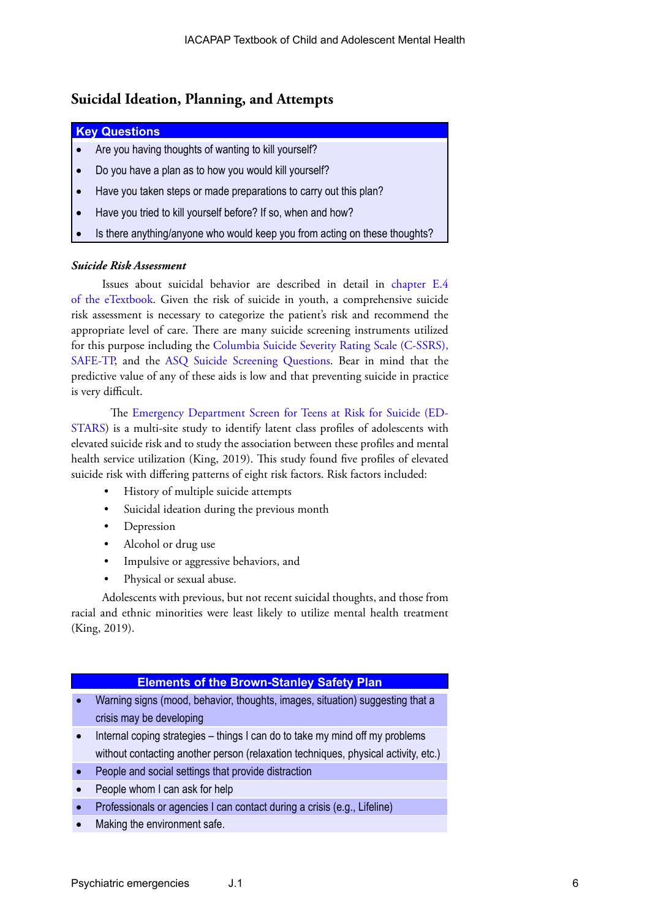## Suicidal Ideation, Planning, and Attempts

| Key Questions |
|---|
| • Are you having thoughts of wanting to kill yourself? |
| • Do you have a plan as to how you would kill yourself? |
| • Have you taken steps or made preparations to carry out this plan? |
| • Have you tried to kill yourself before? If so, when and how? |
| • Is there anything/anyone who would keep you from acting on these thoughts? |

### *Suicide Risk Assessment*

Issues about suicidal behavior are described in detail in chapter E.4 of the eTextbook. Given the risk of suicide in youth, a comprehensive suicide risk assessment is necessary to categorize the patient's risk and recommend the appropriate level of care. There are many suicide screening instruments utilized for this purpose including the Columbia Suicide Severity Rating Scale (C-SSRS), SAFE-TP, and the ASQ Suicide Screening Questions. Bear in mind that the predictive value of any of these aids is low and that preventing suicide in practice is very difficult.

The Emergency Department Screen for Teens at Risk for Suicide (ED-STARS) is a multi-site study to identify latent class profiles of adolescents with elevated suicide risk and to study the association between these profiles and mental health service utilization (King, 2019). This study found five profiles of elevated suicide risk with differing patterns of eight risk factors. Risk factors included:

- History of multiple suicide attempts
- Suicidal ideation during the previous month
- Depression
- Alcohol or drug use
- Impulsive or aggressive behaviors, and
- Physical or sexual abuse.

Adolescents with previous, but not recent suicidal thoughts, and those from racial and ethnic minorities were least likely to utilize mental health treatment (King, 2019).

| Elements of the Brown-Stanley Safety Plan |
|---|
| • Warning signs (mood, behavior, thoughts, images, situation) suggesting that a crisis may be developing |
| • Internal coping strategies – things I can do to take my mind off my problems without contacting another person (relaxation techniques, physical activity, etc.) |
| • People and social settings that provide distraction |
| • People whom I can ask for help |
| • Professionals or agencies I can contact during a crisis (e.g., Lifeline) |
| • Making the environment safe. |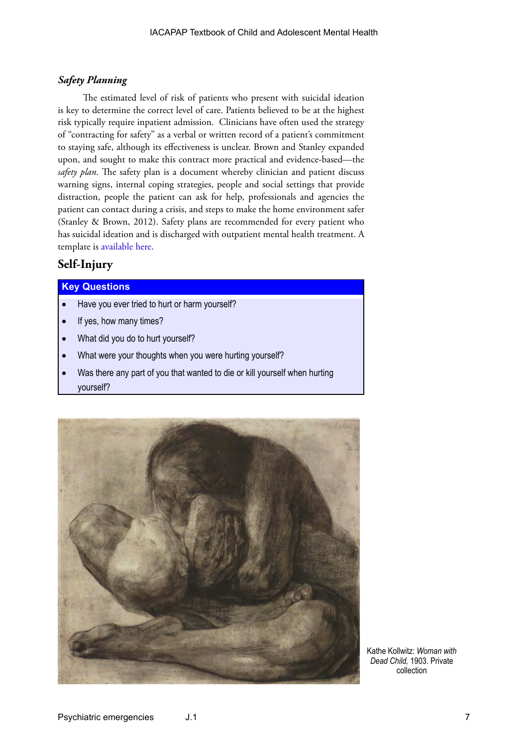### *Safety Planning*

The estimated level of risk of patients who present with suicidal ideation is key to determine the correct level of care. Patients believed to be at the highest risk typically require inpatient admission. Clinicians have often used the strategy of "contracting for safety" as a verbal or written record of a patient's commitment to staying safe, although its effectiveness is unclear. Brown and Stanley expanded upon, and sought to make this contract more practical and evidence-based—the *safety plan*. The safety plan is a document whereby clinician and patient discuss warning signs, internal coping strategies, people and social settings that provide distraction, people the patient can ask for help, professionals and agencies the patient can contact during a crisis, and steps to make the home environment safer (Stanley & Brown, 2012). Safety plans are recommended for every patient who has suicidal ideation and is discharged with outpatient mental health treatment. A template is available here.

## Self-Injury

**Key Questions**

- Have you ever tried to hurt or harm yourself?
- If yes, how many times?
- What did you do to hurt yourself?
- What were your thoughts when you were hurting yourself?
- Was there any part of you that wanted to die or kill yourself when hurting yourself?

Kathe Kollwitz: *Woman with Dead Child,* 1903. Private collection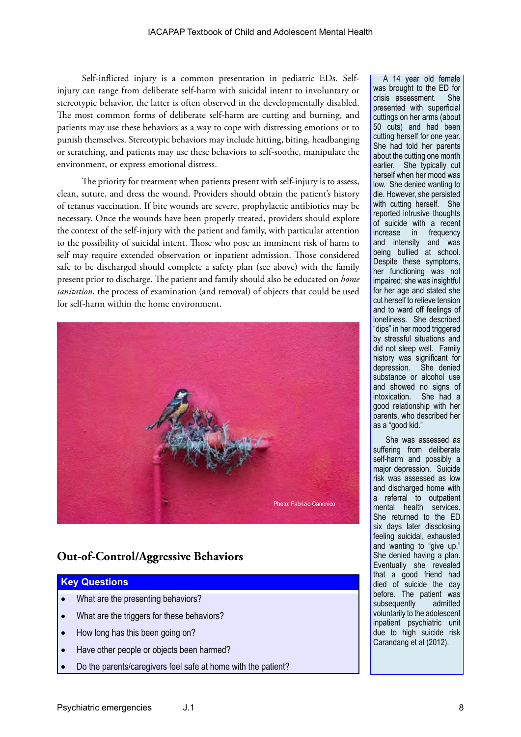Self-inflicted injury is a common presentation in pediatric EDs. Self-injury can range from deliberate self-harm with suicidal intent to involuntary or stereotypic behavior, the latter is often observed in the developmentally disabled. The most common forms of deliberate self-harm are cutting and burning, and patients may use these behaviors as a way to cope with distressing emotions or to punish themselves. Stereotypic behaviors may include hitting, biting, headbanging or scratching, and patients may use these behaviors to self-soothe, manipulate the environment, or express emotional distress.

The priority for treatment when patients present with self-injury is to assess, clean, suture, and dress the wound. Providers should obtain the patient's history of tetanus vaccination. If bite wounds are severe, prophylactic antibiotics may be necessary. Once the wounds have been properly treated, providers should explore the context of the self-injury with the patient and family, with particular attention to the possibility of suicidal intent. Those who pose an imminent risk of harm to self may require extended observation or inpatient admission. Those considered safe to be discharged should complete a safety plan (see above) with the family present prior to discharge. The patient and family should also be educated on *home sanitation*, the process of examination (and removal) of objects that could be used for self-harm within the home environment.

Photo: Fabrizio Canonico

A 14 year old female was brought to the ED for crisis assessment. She presented with superficial cuttings on her arms (about 50 cuts) and had been cutting herself for one year. She had told her parents about the cutting one month earlier. She typically cut herself when her mood was low. She denied wanting to die. However, she persisted with cutting herself. She reported intrusive thoughts of suicide with a recent increase in frequency and intensity and was being bullied at school. Despite these symptoms, her functioning was not impaired; she was insightful for her age and stated she cut herself to relieve tension and to ward off feelings of loneliness. She described "dips" in her mood triggered by stressful situations and did not sleep well. Family history was significant for depression. She denied substance or alcohol use and showed no signs of intoxication. She had a good relationship with her parents, who described her as a "good kid."

She was assessed as suffering from deliberate self-harm and possibly a major depression. Suicide risk was assessed as low and discharged home with a referral to outpatient mental health services. She returned to the ED six days later dissclosing feeling suicidal, exhausted and wanting to "give up." She denied having a plan. Eventually she revealed that a good friend had died of suicide the day before. The patient was subsequently admitted voluntarily to the adolescent inpatient psychiatric unit due to high suicide risk Carandang et al (2012).

## Out-of-Control/Aggressive Behaviors

**Key Questions**

- What are the presenting behaviors?
- What are the triggers for these behaviors?
- How long has this been going on?
- Have other people or objects been harmed?
- Do the parents/caregivers feel safe at home with the patient?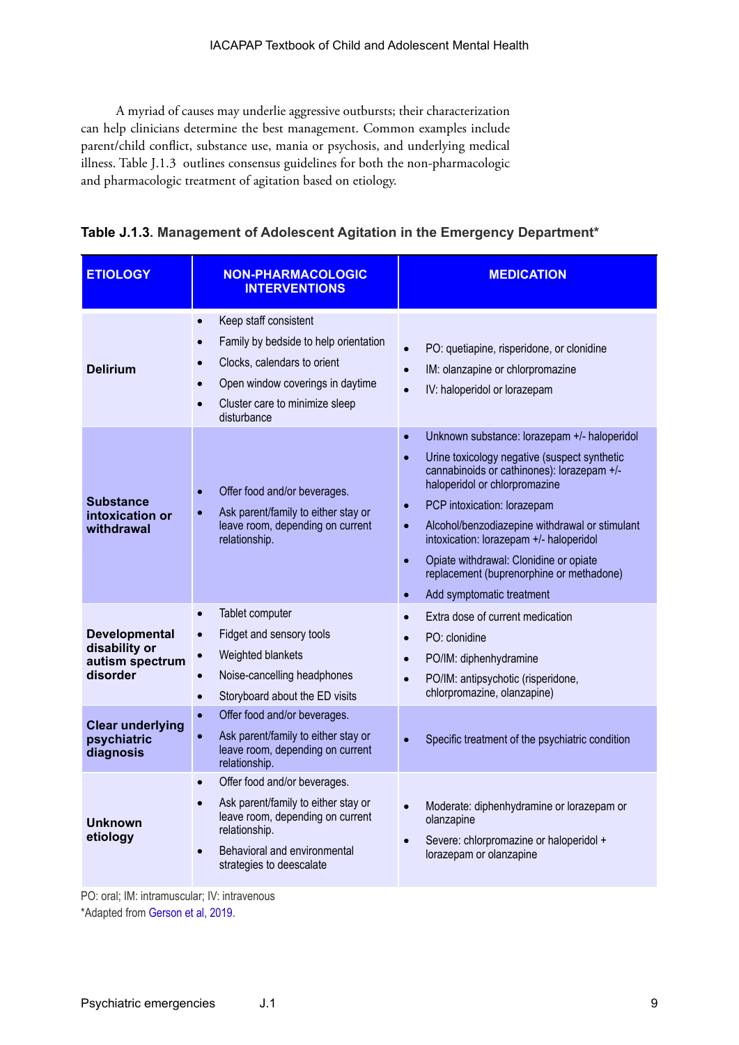A myriad of causes may underlie aggressive outbursts; their characterization can help clinicians determine the best management. Common examples include parent/child conflict, substance use, mania or psychosis, and underlying medical illness. Table J.1.3 outlines consensus guidelines for both the non-pharmacologic and pharmacologic treatment of agitation based on etiology.

**Table J.1.3. Management of Adolescent Agitation in the Emergency Department***

| ETIOLOGY | NON-PHARMACOLOGIC INTERVENTIONS | MEDICATION |
|---|---|---|
| **Delirium** | • Keep staff consistent<br>• Family by bedside to help orientation<br>• Clocks, calendars to orient<br>• Open window coverings in daytime<br>• Cluster care to minimize sleep disturbance | • PO: quetiapine, risperidone, or clonidine<br>• IM: olanzapine or chlorpromazine<br>• IV: haloperidol or lorazepam |
| **Substance intoxication or withdrawal** | • Offer food and/or beverages.<br>• Ask parent/family to either stay or leave room, depending on current relationship. | • Unknown substance: lorazepam +/- haloperidol<br>• Urine toxicology negative (suspect synthetic cannabinoids or cathinones): lorazepam +/- haloperidol or chlorpromazine<br>• PCP intoxication: lorazepam<br>• Alcohol/benzodiazepine withdrawal or stimulant intoxication: lorazepam +/- haloperidol<br>• Opiate withdrawal: Clonidine or opiate replacement (buprenorphine or methadone)<br>• Add symptomatic treatment |
| **Developmental disability or autism spectrum disorder** | • Tablet computer<br>• Fidget and sensory tools<br>• Weighted blankets<br>• Noise-cancelling headphones<br>• Storyboard about the ED visits | • Extra dose of current medication<br>• PO: clonidine<br>• PO/IM: diphenhydramine<br>• PO/IM: antipsychotic (risperidone, chlorpromazine, olanzapine) |
| **Clear underlying psychiatric diagnosis** | • Offer food and/or beverages.<br>• Ask parent/family to either stay or leave room, depending on current relationship. | • Specific treatment of the psychiatric condition |
| **Unknown etiology** | • Offer food and/or beverages.<br>• Ask parent/family to either stay or leave room, depending on current relationship.<br>• Behavioral and environmental strategies to deescalate | • Moderate: diphenhydramine or lorazepam or olanzapine<br>• Severe: chlorpromazine or haloperidol + lorazepam or olanzapine |

PO: oral; IM: intramuscular; IV: intravenous

*Adapted from Gerson et al, 2019.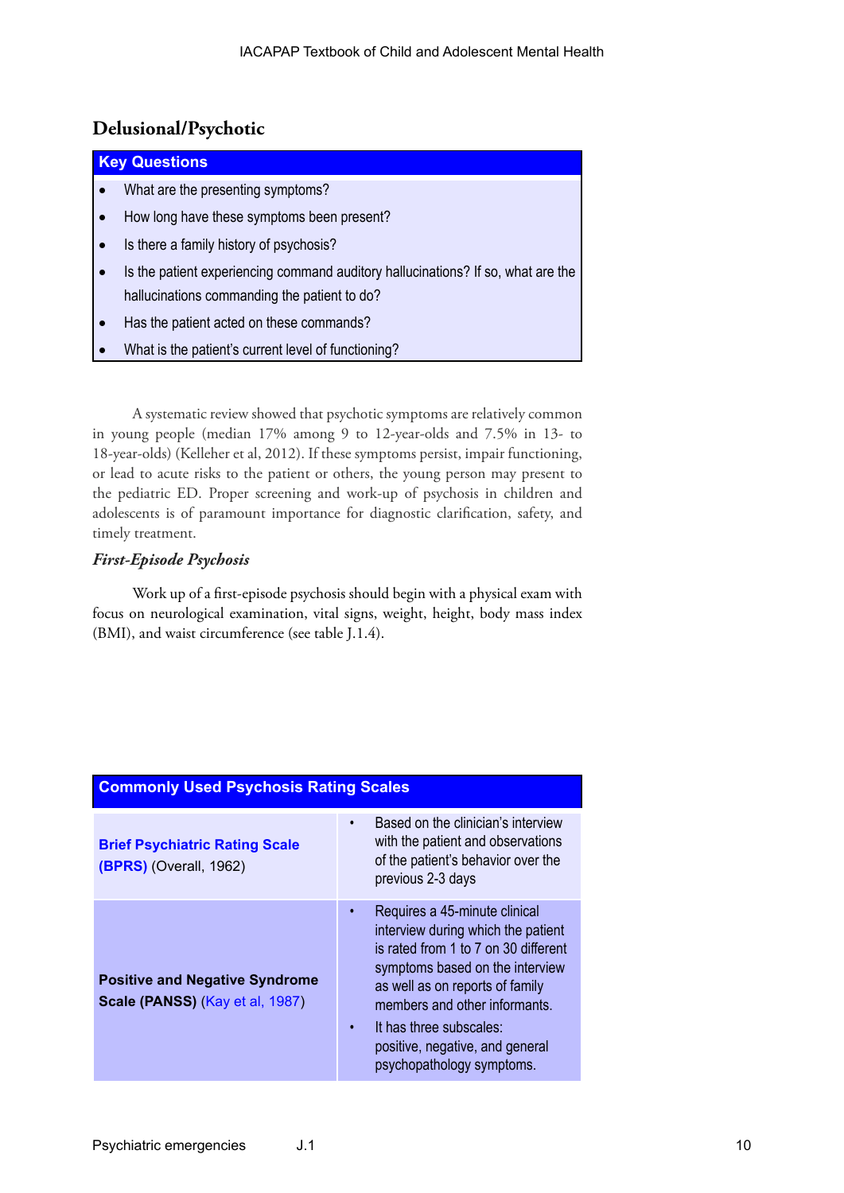## Delusional/Psychotic

| Key Questions |
|---|
| • What are the presenting symptoms?<br>• How long have these symptoms been present?<br>• Is there a family history of psychosis?<br>• Is the patient experiencing command auditory hallucinations? If so, what are the hallucinations commanding the patient to do?<br>• Has the patient acted on these commands?<br>• What is the patient's current level of functioning? |

A systematic review showed that psychotic symptoms are relatively common in young people (median 17% among 9 to 12-year-olds and 7.5% in 13- to 18-year-olds) (Kelleher et al, 2012). If these symptoms persist, impair functioning, or lead to acute risks to the patient or others, the young person may present to the pediatric ED. Proper screening and work-up of psychosis in children and adolescents is of paramount importance for diagnostic clarification, safety, and timely treatment.

### *First-Episode Psychosis*

Work up of a first-episode psychosis should begin with a physical exam with focus on neurological examination, vital signs, weight, height, body mass index (BMI), and waist circumference (see table J.1.4).

| Commonly Used Psychosis Rating Scales | |
|---|---|
| **Brief Psychiatric Rating Scale (BPRS)** (Overall, 1962) | • Based on the clinician's interview with the patient and observations of the patient's behavior over the previous 2-3 days |
| **Positive and Negative Syndrome Scale (PANSS)** (Kay et al, 1987) | • Requires a 45-minute clinical interview during which the patient is rated from 1 to 7 on 30 different symptoms based on the interview as well as on reports of family members and other informants.<br>• It has three subscales: positive, negative, and general psychopathology symptoms. |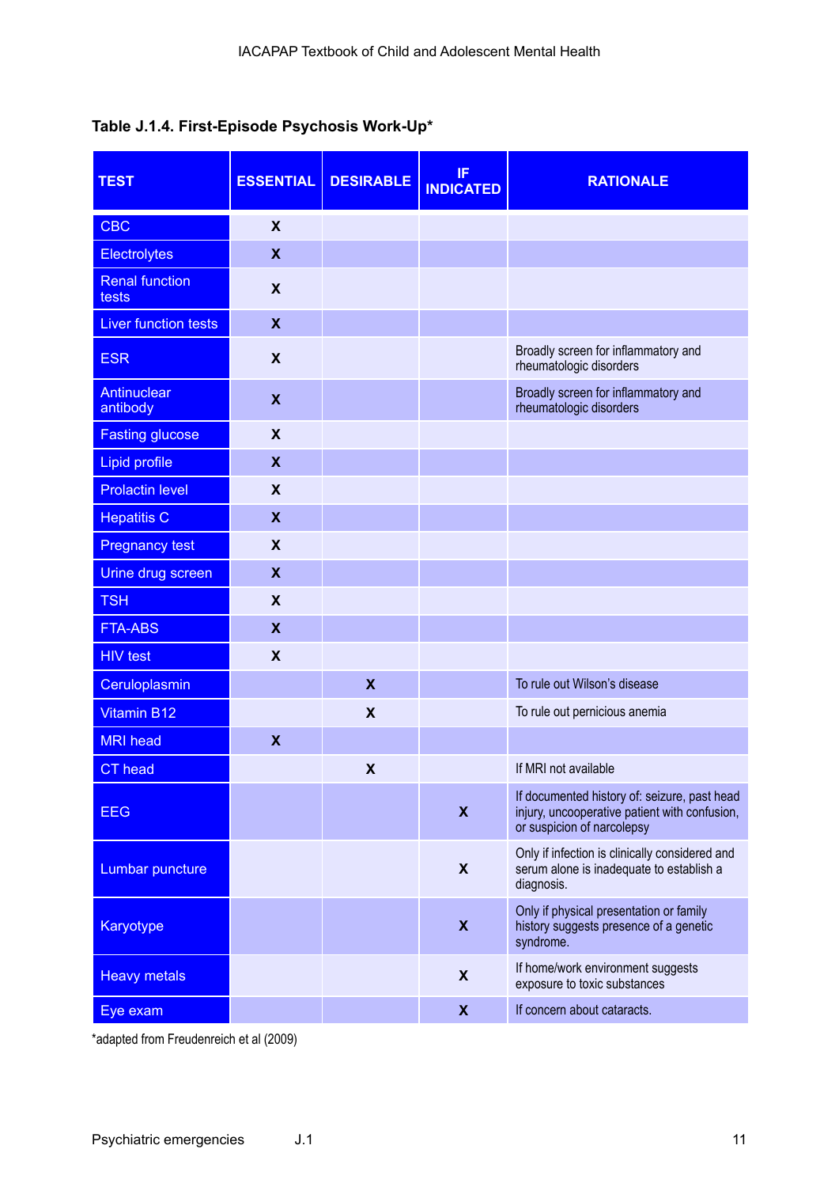**Table J.1.4. First-Episode Psychosis Work-Up***

| TEST | ESSENTIAL | DESIRABLE | IF INDICATED | RATIONALE |
|---|---|---|---|---|
| CBC | X | | | |
| Electrolytes | X | | | |
| Renal function tests | X | | | |
| Liver function tests | X | | | |
| ESR | X | | | Broadly screen for inflammatory and rheumatologic disorders |
| Antinuclear antibody | X | | | Broadly screen for inflammatory and rheumatologic disorders |
| Fasting glucose | X | | | |
| Lipid profile | X | | | |
| Prolactin level | X | | | |
| Hepatitis C | X | | | |
| Pregnancy test | X | | | |
| Urine drug screen | X | | | |
| TSH | X | | | |
| FTA-ABS | X | | | |
| HIV test | X | | | |
| Ceruloplasmin | | X | | To rule out Wilson's disease |
| Vitamin B12 | | X | | To rule out pernicious anemia |
| MRI head | X | | | |
| CT head | | X | | If MRI not available |
| EEG | | | X | If documented history of: seizure, past head injury, uncooperative patient with confusion, or suspicion of narcolepsy |
| Lumbar puncture | | | X | Only if infection is clinically considered and serum alone is inadequate to establish a diagnosis. |
| Karyotype | | | X | Only if physical presentation or family history suggests presence of a genetic syndrome. |
| Heavy metals | | | X | If home/work environment suggests exposure to toxic substances |
| Eye exam | | | X | If concern about cataracts. |

*adapted from Freudenreich et al (2009)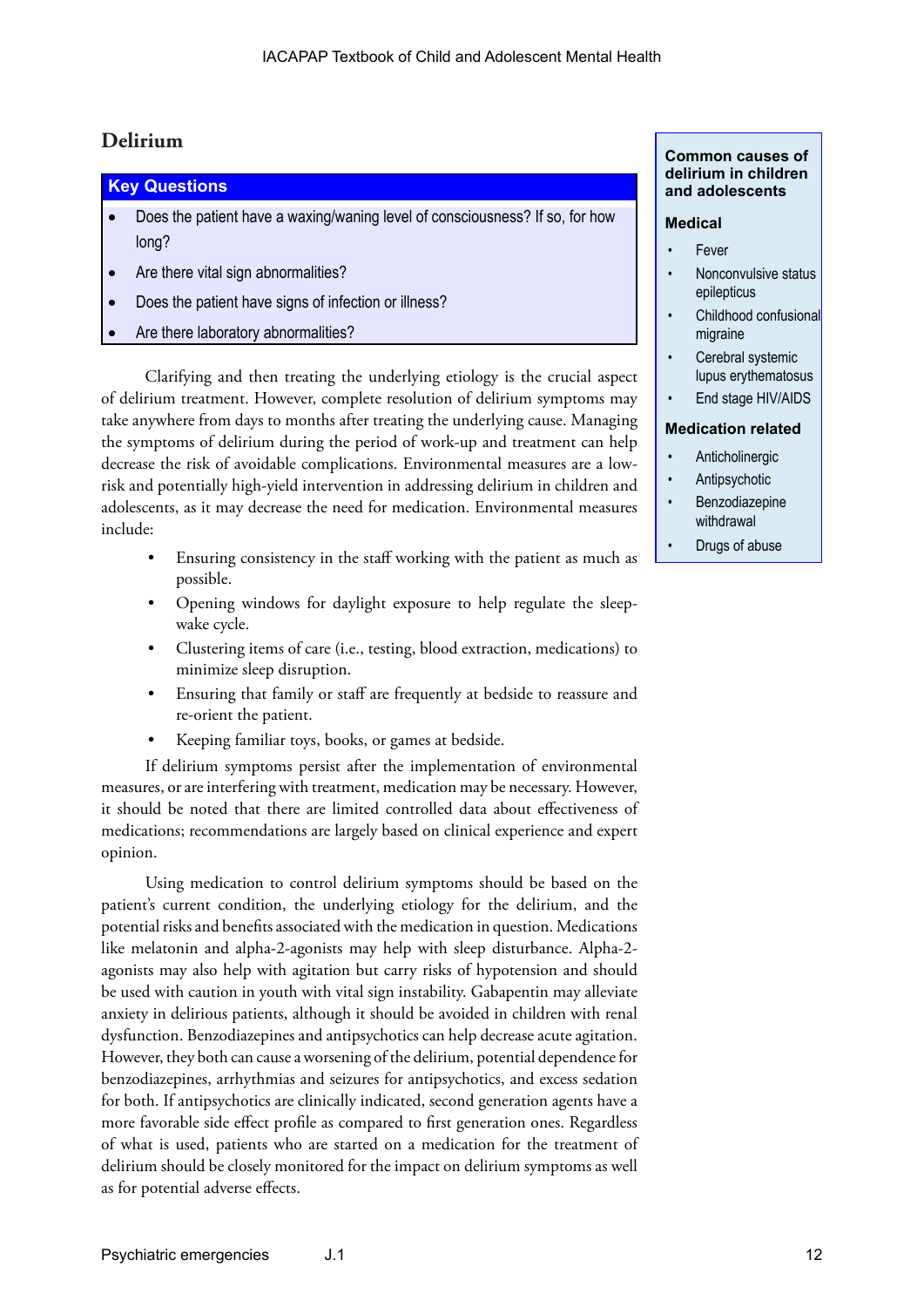## Delirium

**Key Questions**

- Does the patient have a waxing/waning level of consciousness? If so, for how long?
- Are there vital sign abnormalities?
- Does the patient have signs of infection or illness?
- Are there laboratory abnormalities?

Clarifying and then treating the underlying etiology is the crucial aspect of delirium treatment. However, complete resolution of delirium symptoms may take anywhere from days to months after treating the underlying cause. Managing the symptoms of delirium during the period of work-up and treatment can help decrease the risk of avoidable complications. Environmental measures are a low-risk and potentially high-yield intervention in addressing delirium in children and adolescents, as it may decrease the need for medication. Environmental measures include:

- Ensuring consistency in the staff working with the patient as much as possible.
- Opening windows for daylight exposure to help regulate the sleep-wake cycle.
- Clustering items of care (i.e., testing, blood extraction, medications) to minimize sleep disruption.
- Ensuring that family or staff are frequently at bedside to reassure and re-orient the patient.
- Keeping familiar toys, books, or games at bedside.

If delirium symptoms persist after the implementation of environmental measures, or are interfering with treatment, medication may be necessary. However, it should be noted that there are limited controlled data about effectiveness of medications; recommendations are largely based on clinical experience and expert opinion.

Using medication to control delirium symptoms should be based on the patient's current condition, the underlying etiology for the delirium, and the potential risks and benefits associated with the medication in question. Medications like melatonin and alpha-2-agonists may help with sleep disturbance. Alpha-2-agonists may also help with agitation but carry risks of hypotension and should be used with caution in youth with vital sign instability. Gabapentin may alleviate anxiety in delirious patients, although it should be avoided in children with renal dysfunction. Benzodiazepines and antipsychotics can help decrease acute agitation. However, they both can cause a worsening of the delirium, potential dependence for benzodiazepines, arrhythmias and seizures for antipsychotics, and excess sedation for both. If antipsychotics are clinically indicated, second generation agents have a more favorable side effect profile as compared to first generation ones. Regardless of what is used, patients who are started on a medication for the treatment of delirium should be closely monitored for the impact on delirium symptoms as well as for potential adverse effects.

**Common causes of delirium in children and adolescents**

**Medical**

- Fever
- Nonconvulsive status epilepticus
- Childhood confusional migraine
- Cerebral systemic lupus erythematosus
- End stage HIV/AIDS

**Medication related**

- Anticholinergic
- Antipsychotic
- Benzodiazepine withdrawal
- Drugs of abuse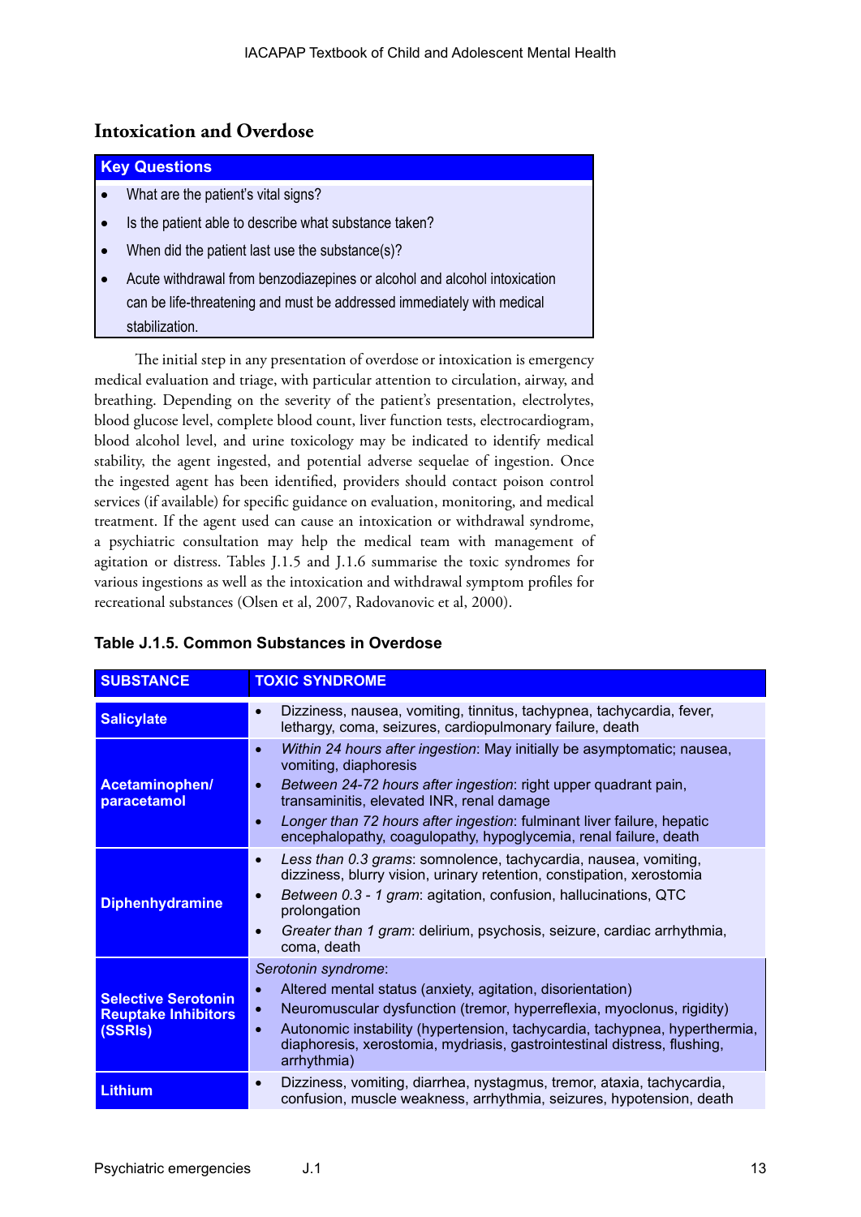## Intoxication and Overdose

**Key Questions**

- What are the patient's vital signs?
- Is the patient able to describe what substance taken?
- When did the patient last use the substance(s)?
- Acute withdrawal from benzodiazepines or alcohol and alcohol intoxication can be life-threatening and must be addressed immediately with medical stabilization.

The initial step in any presentation of overdose or intoxication is emergency medical evaluation and triage, with particular attention to circulation, airway, and breathing. Depending on the severity of the patient's presentation, electrolytes, blood glucose level, complete blood count, liver function tests, electrocardiogram, blood alcohol level, and urine toxicology may be indicated to identify medical stability, the agent ingested, and potential adverse sequelae of ingestion. Once the ingested agent has been identified, providers should contact poison control services (if available) for specific guidance on evaluation, monitoring, and medical treatment. If the agent used can cause an intoxication or withdrawal syndrome, a psychiatric consultation may help the medical team with management of agitation or distress. Tables J.1.5 and J.1.6 summarise the toxic syndromes for various ingestions as well as the intoxication and withdrawal symptom profiles for recreational substances (Olsen et al, 2007, Radovanovic et al, 2000).

**Table J.1.5. Common Substances in Overdose**

| SUBSTANCE | TOXIC SYNDROME |
|---|---|
| **Salicylate** | • Dizziness, nausea, vomiting, tinnitus, tachypnea, tachycardia, fever, lethargy, coma, seizures, cardiopulmonary failure, death |
| **Acetaminophen/ paracetamol** | • *Within 24 hours after ingestion*: May initially be asymptomatic; nausea, vomiting, diaphoresis<br>• *Between 24-72 hours after ingestion*: right upper quadrant pain, transaminitis, elevated INR, renal damage<br>• *Longer than 72 hours after ingestion*: fulminant liver failure, hepatic encephalopathy, coagulopathy, hypoglycemia, renal failure, death |
| **Diphenhydramine** | • *Less than 0.3 grams*: somnolence, tachycardia, nausea, vomiting, dizziness, blurry vision, urinary retention, constipation, xerostomia<br>• *Between 0.3 - 1 gram*: agitation, confusion, hallucinations, QTC prolongation<br>• *Greater than 1 gram*: delirium, psychosis, seizure, cardiac arrhythmia, coma, death |
| **Selective Serotonin Reuptake Inhibitors (SSRIs)** | *Serotonin syndrome*:<br>• Altered mental status (anxiety, agitation, disorientation)<br>• Neuromuscular dysfunction (tremor, hyperreflexia, myoclonus, rigidity)<br>• Autonomic instability (hypertension, tachycardia, tachypnea, hyperthermia, diaphoresis, xerostomia, mydriasis, gastrointestinal distress, flushing, arrhythmia) |
| **Lithium** | • Dizziness, vomiting, diarrhea, nystagmus, tremor, ataxia, tachycardia, confusion, muscle weakness, arrhythmia, seizures, hypotension, death |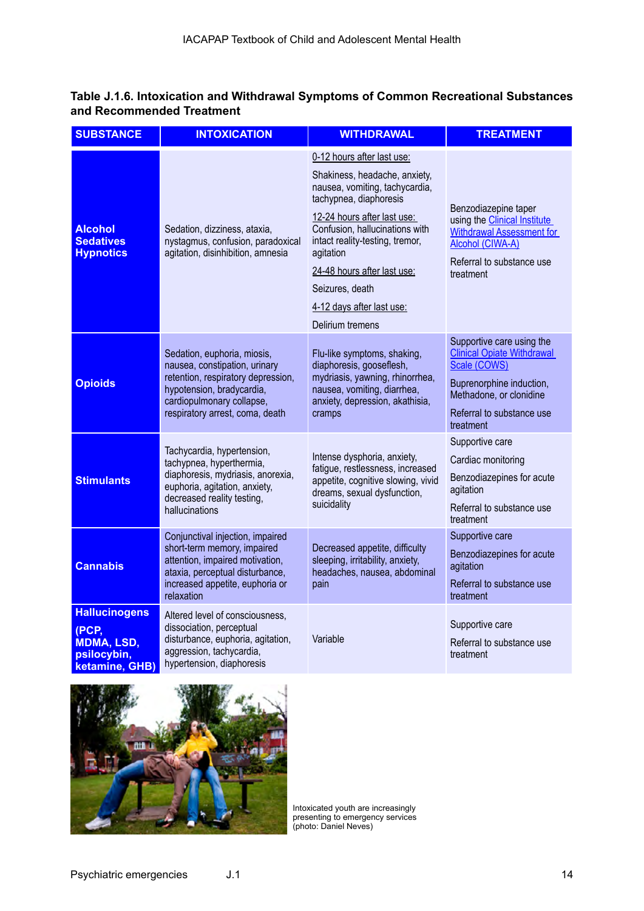**Table J.1.6. Intoxication and Withdrawal Symptoms of Common Recreational Substances and Recommended Treatment**

| SUBSTANCE | INTOXICATION | WITHDRAWAL | TREATMENT |
|---|---|---|---|
| **Alcohol Sedatives Hypnotics** | Sedation, dizziness, ataxia, nystagmus, confusion, paradoxical agitation, disinhibition, amnesia | 0-12 hours after last use: Shakiness, headache, anxiety, nausea, vomiting, tachycardia, tachypnea, diaphoresis<br>12-24 hours after last use: Confusion, hallucinations with intact reality-testing, tremor, agitation<br>24-48 hours after last use: Seizures, death<br>4-12 days after last use: Delirium tremens | Benzodiazepine taper using the Clinical Institute Withdrawal Assessment for Alcohol (CIWA-A)<br>Referral to substance use treatment |
| **Opioids** | Sedation, euphoria, miosis, nausea, constipation, urinary retention, respiratory depression, hypotension, bradycardia, cardiopulmonary collapse, respiratory arrest, coma, death | Flu-like symptoms, shaking, diaphoresis, gooseflesh, mydriasis, yawning, rhinorrhea, nausea, vomiting, diarrhea, anxiety, depression, akathisia, cramps | Supportive care using the Clinical Opiate Withdrawal Scale (COWS)<br>Buprenorphine induction, Methadone, or clonidine<br>Referral to substance use treatment |
| **Stimulants** | Tachycardia, hypertension, tachypnea, hyperthermia, diaphoresis, mydriasis, anorexia, euphoria, agitation, anxiety, decreased reality testing, hallucinations | Intense dysphoria, anxiety, fatigue, restlessness, increased appetite, cognitive slowing, vivid dreams, sexual dysfunction, suicidality | Supportive care<br>Cardiac monitoring<br>Benzodiazepines for acute agitation<br>Referral to substance use treatment |
| **Cannabis** | Conjunctival injection, impaired short-term memory, impaired attention, impaired motivation, ataxia, perceptual disturbance, increased appetite, euphoria or relaxation | Decreased appetite, difficulty sleeping, irritability, anxiety, headaches, nausea, abdominal pain | Supportive care<br>Benzodiazepines for acute agitation<br>Referral to substance use treatment |
| **Hallucinogens (PCP, MDMA, LSD, psilocybin, ketamine, GHB)** | Altered level of consciousness, dissociation, perceptual disturbance, euphoria, agitation, aggression, tachycardia, hypertension, diaphoresis | Variable | Supportive care<br>Referral to substance use treatment |

Intoxicated youth are increasingly presenting to emergency services (photo: Daniel Neves)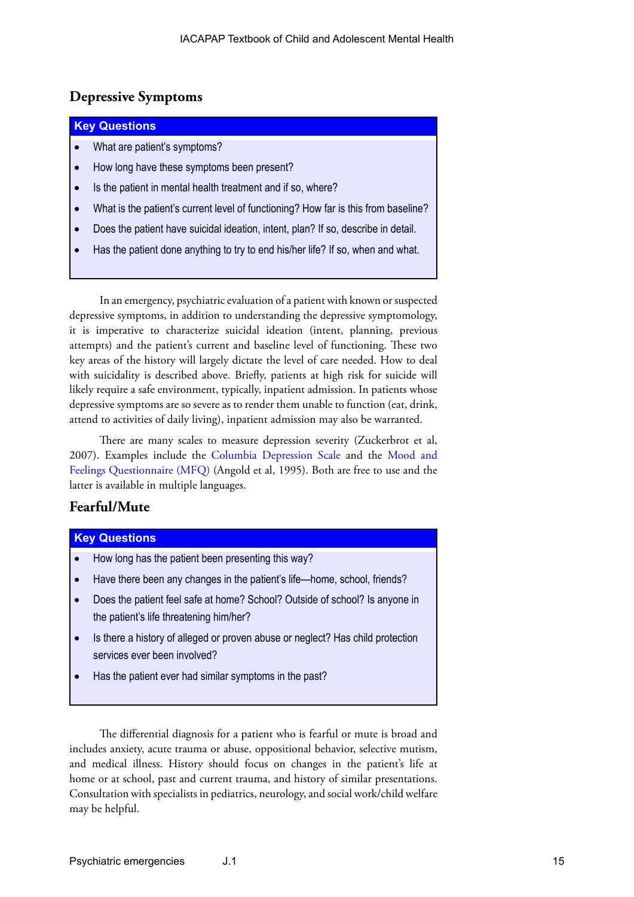## Depressive Symptoms

**Key Questions**

- What are patient's symptoms?
- How long have these symptoms been present?
- Is the patient in mental health treatment and if so, where?
- What is the patient's current level of functioning? How far is this from baseline?
- Does the patient have suicidal ideation, intent, plan? If so, describe in detail.
- Has the patient done anything to try to end his/her life? If so, when and what.

In an emergency, psychiatric evaluation of a patient with known or suspected depressive symptoms, in addition to understanding the depressive symptomology, it is imperative to characterize suicidal ideation (intent, planning, previous attempts) and the patient's current and baseline level of functioning. These two key areas of the history will largely dictate the level of care needed. How to deal with suicidality is described above. Briefly, patients at high risk for suicide will likely require a safe environment, typically, inpatient admission. In patients whose depressive symptoms are so severe as to render them unable to function (eat, drink, attend to activities of daily living), inpatient admission may also be warranted.

There are many scales to measure depression severity (Zuckerbrot et al, 2007). Examples include the Columbia Depression Scale and the Mood and Feelings Questionnaire (MFQ) (Angold et al, 1995). Both are free to use and the latter is available in multiple languages.

## Fearful/Mute

**Key Questions**

- How long has the patient been presenting this way?
- Have there been any changes in the patient's life—home, school, friends?
- Does the patient feel safe at home? School? Outside of school? Is anyone in the patient's life threatening him/her?
- Is there a history of alleged or proven abuse or neglect? Has child protection services ever been involved?
- Has the patient ever had similar symptoms in the past?

The differential diagnosis for a patient who is fearful or mute is broad and includes anxiety, acute trauma or abuse, oppositional behavior, selective mutism, and medical illness. History should focus on changes in the patient's life at home or at school, past and current trauma, and history of similar presentations. Consultation with specialists in pediatrics, neurology, and social work/child welfare may be helpful.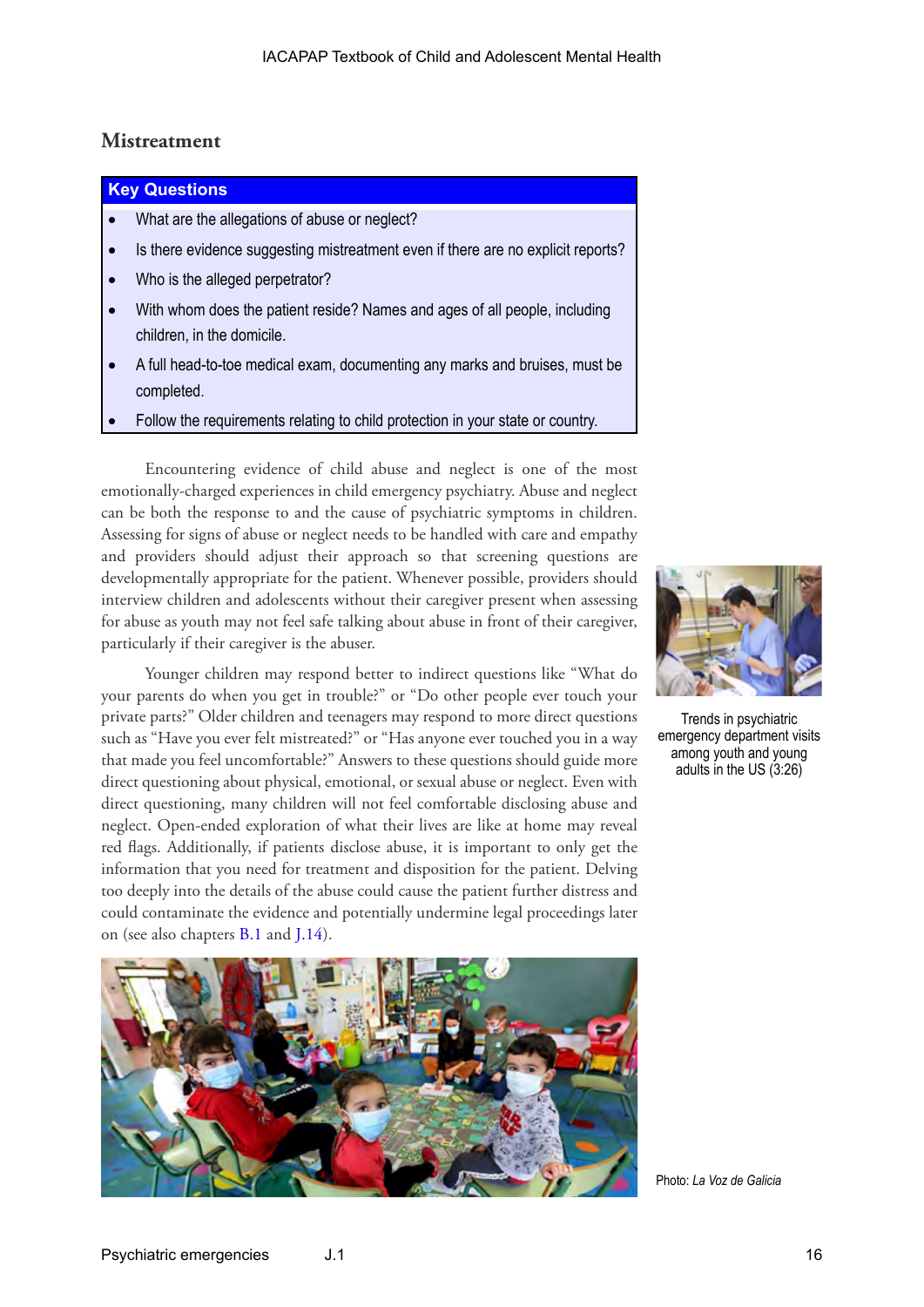## Mistreatment

**Key Questions**

- What are the allegations of abuse or neglect?
- Is there evidence suggesting mistreatment even if there are no explicit reports?
- Who is the alleged perpetrator?
- With whom does the patient reside? Names and ages of all people, including children, in the domicile.
- A full head-to-toe medical exam, documenting any marks and bruises, must be completed.
- Follow the requirements relating to child protection in your state or country.

Encountering evidence of child abuse and neglect is one of the most emotionally-charged experiences in child emergency psychiatry. Abuse and neglect can be both the response to and the cause of psychiatric symptoms in children. Assessing for signs of abuse or neglect needs to be handled with care and empathy and providers should adjust their approach so that screening questions are developmentally appropriate for the patient. Whenever possible, providers should interview children and adolescents without their caregiver present when assessing for abuse as youth may not feel safe talking about abuse in front of their caregiver, particularly if their caregiver is the abuser.

Younger children may respond better to indirect questions like "What do your parents do when you get in trouble?" or "Do other people ever touch your private parts?" Older children and teenagers may respond to more direct questions such as "Have you ever felt mistreated?" or "Has anyone ever touched you in a way that made you feel uncomfortable?" Answers to these questions should guide more direct questioning about physical, emotional, or sexual abuse or neglect. Even with direct questioning, many children will not feel comfortable disclosing abuse and neglect. Open-ended exploration of what their lives are like at home may reveal red flags. Additionally, if patients disclose abuse, it is important to only get the information that you need for treatment and disposition for the patient. Delving too deeply into the details of the abuse could cause the patient further distress and could contaminate the evidence and potentially undermine legal proceedings later on (see also chapters B.1 and J.14).

Trends in psychiatric emergency department visits among youth and young adults in the US (3:26)

Photo: *La Voz de Galicia*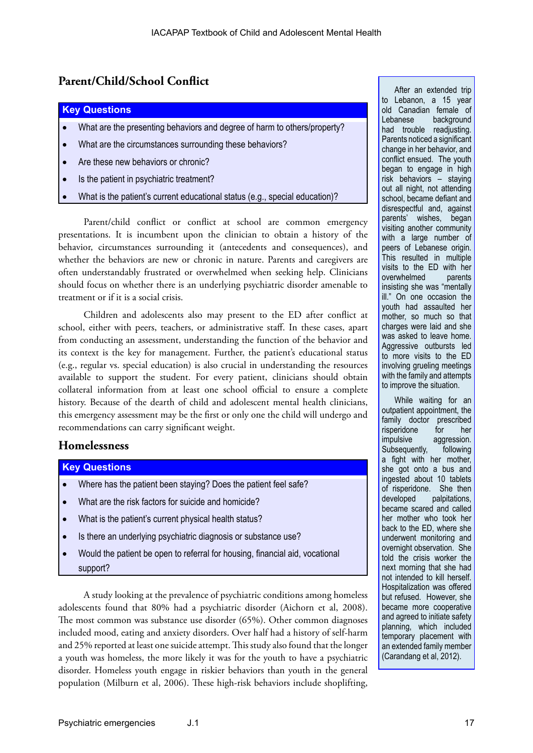## Parent/Child/School Conflict

**Key Questions**

- What are the presenting behaviors and degree of harm to others/property?
- What are the circumstances surrounding these behaviors?
- Are these new behaviors or chronic?
- Is the patient in psychiatric treatment?
- What is the patient's current educational status (e.g., special education)?

Parent/child conflict or conflict at school are common emergency presentations. It is incumbent upon the clinician to obtain a history of the behavior, circumstances surrounding it (antecedents and consequences), and whether the behaviors are new or chronic in nature. Parents and caregivers are often understandably frustrated or overwhelmed when seeking help. Clinicians should focus on whether there is an underlying psychiatric disorder amenable to treatment or if it is a social crisis.

Children and adolescents also may present to the ED after conflict at school, either with peers, teachers, or administrative staff. In these cases, apart from conducting an assessment, understanding the function of the behavior and its context is the key for management. Further, the patient's educational status (e.g., regular vs. special education) is also crucial in understanding the resources available to support the student. For every patient, clinicians should obtain collateral information from at least one school official to ensure a complete history. Because of the dearth of child and adolescent mental health clinicians, this emergency assessment may be the first or only one the child will undergo and recommendations can carry significant weight.

After an extended trip to Lebanon, a 15 year old Canadian female of Lebanese background had trouble readjusting. Parents noticed a significant change in her behavior, and conflict ensued. The youth began to engage in high risk behaviors – staying out all night, not attending school, became defiant and disrespectful and, against parents' wishes, began visiting another community with a large number of peers of Lebanese origin. This resulted in multiple visits to the ED with her overwhelmed parents insisting she was "mentally ill." On one occasion the youth had assaulted her mother, so much so that charges were laid and she was asked to leave home. Aggressive outbursts led to more visits to the ED involving grueling meetings with the family and attempts to improve the situation.

While waiting for an outpatient appointment, the family doctor prescribed risperidone for her impulsive aggression. Subsequently, following a fight with her mother, she got onto a bus and ingested about 10 tablets of risperidone. She then developed palpitations, became scared and called her mother who took her back to the ED, where she underwent monitoring and overnight observation. She told the crisis worker the next morning that she had not intended to kill herself. Hospitalization was offered but refused. However, she became more cooperative and agreed to initiate safety planning, which included temporary placement with an extended family member (Carandang et al, 2012).

## Homelessness

**Key Questions**

- Where has the patient been staying? Does the patient feel safe?
- What are the risk factors for suicide and homicide?
- What is the patient's current physical health status?
- Is there an underlying psychiatric diagnosis or substance use?
- Would the patient be open to referral for housing, financial aid, vocational support?

A study looking at the prevalence of psychiatric conditions among homeless adolescents found that 80% had a psychiatric disorder (Aichorn et al, 2008). The most common was substance use disorder (65%). Other common diagnoses included mood, eating and anxiety disorders. Over half had a history of self-harm and 25% reported at least one suicide attempt. This study also found that the longer a youth was homeless, the more likely it was for the youth to have a psychiatric disorder. Homeless youth engage in riskier behaviors than youth in the general population (Milburn et al, 2006). These high-risk behaviors include shoplifting,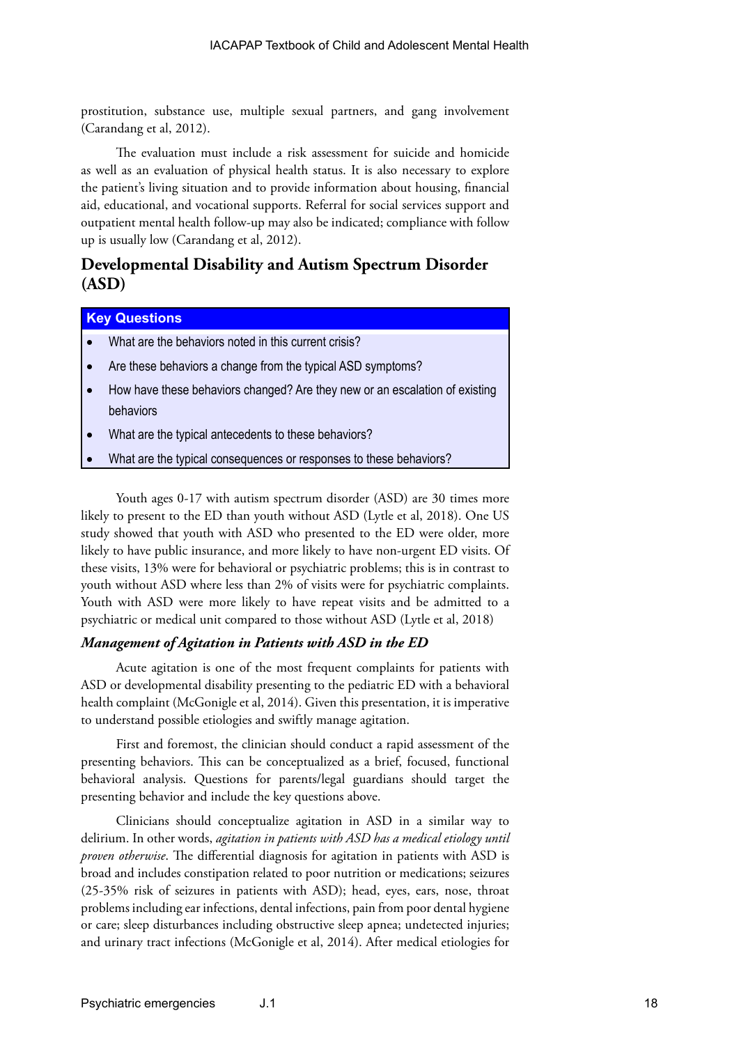prostitution, substance use, multiple sexual partners, and gang involvement (Carandang et al, 2012).

The evaluation must include a risk assessment for suicide and homicide as well as an evaluation of physical health status. It is also necessary to explore the patient's living situation and to provide information about housing, financial aid, educational, and vocational supports. Referral for social services support and outpatient mental health follow-up may also be indicated; compliance with follow up is usually low (Carandang et al, 2012).

## Developmental Disability and Autism Spectrum Disorder (ASD)

**Key Questions**

- What are the behaviors noted in this current crisis?
- Are these behaviors a change from the typical ASD symptoms?
- How have these behaviors changed? Are they new or an escalation of existing behaviors
- What are the typical antecedents to these behaviors?
- What are the typical consequences or responses to these behaviors?

Youth ages 0-17 with autism spectrum disorder (ASD) are 30 times more likely to present to the ED than youth without ASD (Lytle et al, 2018). One US study showed that youth with ASD who presented to the ED were older, more likely to have public insurance, and more likely to have non-urgent ED visits. Of these visits, 13% were for behavioral or psychiatric problems; this is in contrast to youth without ASD where less than 2% of visits were for psychiatric complaints. Youth with ASD were more likely to have repeat visits and be admitted to a psychiatric or medical unit compared to those without ASD (Lytle et al, 2018)

### *Management of Agitation in Patients with ASD in the ED*

Acute agitation is one of the most frequent complaints for patients with ASD or developmental disability presenting to the pediatric ED with a behavioral health complaint (McGonigle et al, 2014). Given this presentation, it is imperative to understand possible etiologies and swiftly manage agitation.

First and foremost, the clinician should conduct a rapid assessment of the presenting behaviors. This can be conceptualized as a brief, focused, functional behavioral analysis. Questions for parents/legal guardians should target the presenting behavior and include the key questions above.

Clinicians should conceptualize agitation in ASD in a similar way to delirium. In other words, *agitation in patients with ASD has a medical etiology until proven otherwise*. The differential diagnosis for agitation in patients with ASD is broad and includes constipation related to poor nutrition or medications; seizures (25-35% risk of seizures in patients with ASD); head, eyes, ears, nose, throat problems including ear infections, dental infections, pain from poor dental hygiene or care; sleep disturbances including obstructive sleep apnea; undetected injuries; and urinary tract infections (McGonigle et al, 2014). After medical etiologies for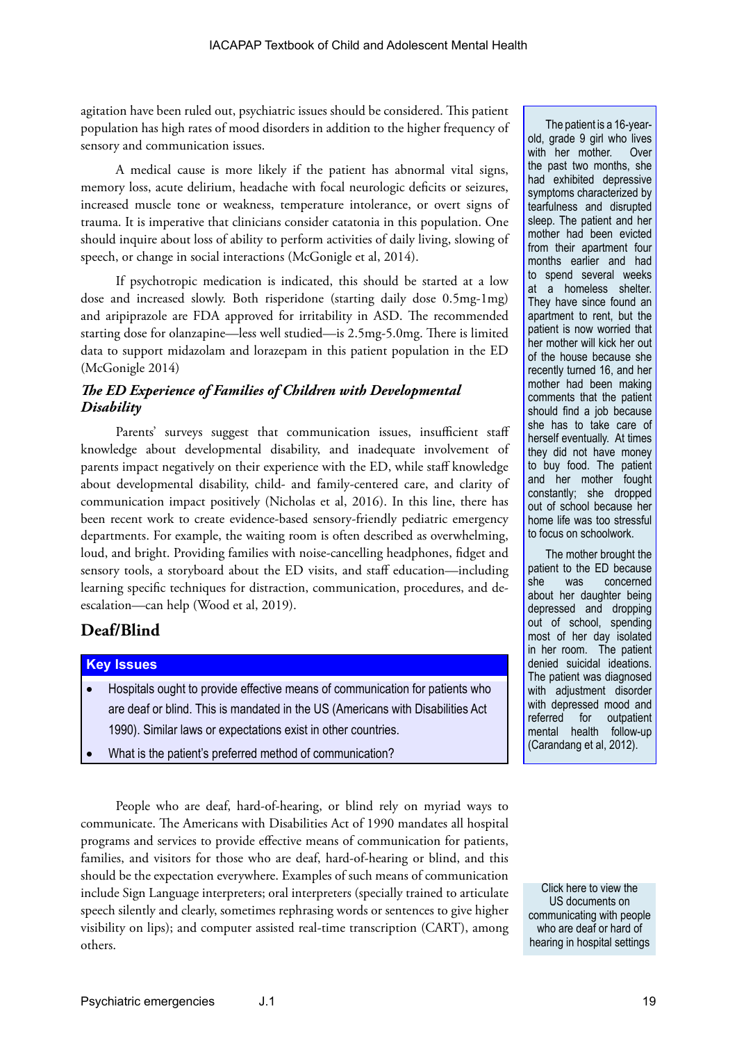agitation have been ruled out, psychiatric issues should be considered. This patient population has high rates of mood disorders in addition to the higher frequency of sensory and communication issues.

A medical cause is more likely if the patient has abnormal vital signs, memory loss, acute delirium, headache with focal neurologic deficits or seizures, increased muscle tone or weakness, temperature intolerance, or overt signs of trauma. It is imperative that clinicians consider catatonia in this population. One should inquire about loss of ability to perform activities of daily living, slowing of speech, or change in social interactions (McGonigle et al, 2014).

If psychotropic medication is indicated, this should be started at a low dose and increased slowly. Both risperidone (starting daily dose 0.5mg-1mg) and aripiprazole are FDA approved for irritability in ASD. The recommended starting dose for olanzapine—less well studied—is 2.5mg-5.0mg. There is limited data to support midazolam and lorazepam in this patient population in the ED (McGonigle 2014)

### *The ED Experience of Families of Children with Developmental Disability*

Parents' surveys suggest that communication issues, insufficient staff knowledge about developmental disability, and inadequate involvement of parents impact negatively on their experience with the ED, while staff knowledge about developmental disability, child- and family-centered care, and clarity of communication impact positively (Nicholas et al, 2016). In this line, there has been recent work to create evidence-based sensory-friendly pediatric emergency departments. For example, the waiting room is often described as overwhelming, loud, and bright. Providing families with noise-cancelling headphones, fidget and sensory tools, a storyboard about the ED visits, and staff education—including learning specific techniques for distraction, communication, procedures, and de-escalation—can help (Wood et al, 2019).

The patient is a 16-year-old, grade 9 girl who lives with her mother. Over the past two months, she had exhibited depressive symptoms characterized by tearfulness and disrupted sleep. The patient and her mother had been evicted from their apartment four months earlier and had to spend several weeks at a homeless shelter. They have since found an apartment to rent, but the patient is now worried that her mother will kick her out of the house because she recently turned 16, and her mother had been making comments that the patient should find a job because she has to take care of herself eventually. At times they did not have money to buy food. The patient and her mother fought constantly; she dropped out of school because her home life was too stressful to focus on schoolwork.

The mother brought the patient to the ED because she was concerned about her daughter being depressed and dropping out of school, spending most of her day isolated in her room. The patient denied suicidal ideations. The patient was diagnosed with adjustment disorder with depressed mood and referred for outpatient mental health follow-up (Carandang et al, 2012).

## Deaf/Blind

**Key Issues**

- Hospitals ought to provide effective means of communication for patients who are deaf or blind. This is mandated in the US (Americans with Disabilities Act 1990). Similar laws or expectations exist in other countries.
- What is the patient's preferred method of communication?

People who are deaf, hard-of-hearing, or blind rely on myriad ways to communicate. The Americans with Disabilities Act of 1990 mandates all hospital programs and services to provide effective means of communication for patients, families, and visitors for those who are deaf, hard-of-hearing or blind, and this should be the expectation everywhere. Examples of such means of communication include Sign Language interpreters; oral interpreters (specially trained to articulate speech silently and clearly, sometimes rephrasing words or sentences to give higher visibility on lips); and computer assisted real-time transcription (CART), among others.

Click here to view the US documents on communicating with people who are deaf or hard of hearing in hospital settings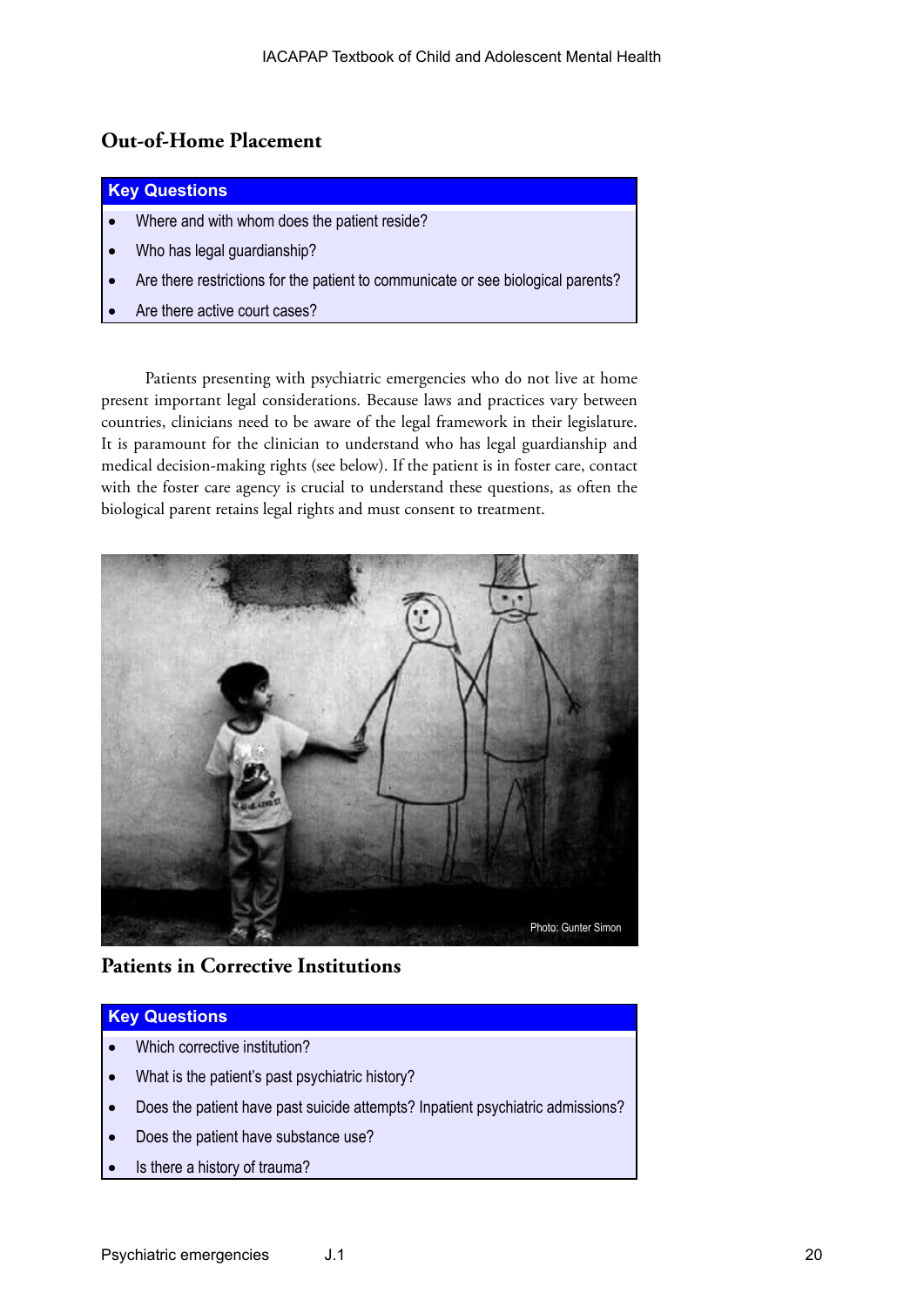## Out-of-Home Placement

**Key Questions**

- Where and with whom does the patient reside?
- Who has legal guardianship?
- Are there restrictions for the patient to communicate or see biological parents?
- Are there active court cases?

Patients presenting with psychiatric emergencies who do not live at home present important legal considerations. Because laws and practices vary between countries, clinicians need to be aware of the legal framework in their legislature. It is paramount for the clinician to understand who has legal guardianship and medical decision-making rights (see below). If the patient is in foster care, contact with the foster care agency is crucial to understand these questions, as often the biological parent retains legal rights and must consent to treatment.

Photo: Gunter Simon

## Patients in Corrective Institutions

**Key Questions**

- Which corrective institution?
- What is the patient's past psychiatric history?
- Does the patient have past suicide attempts? Inpatient psychiatric admissions?
- Does the patient have substance use?
- Is there a history of trauma?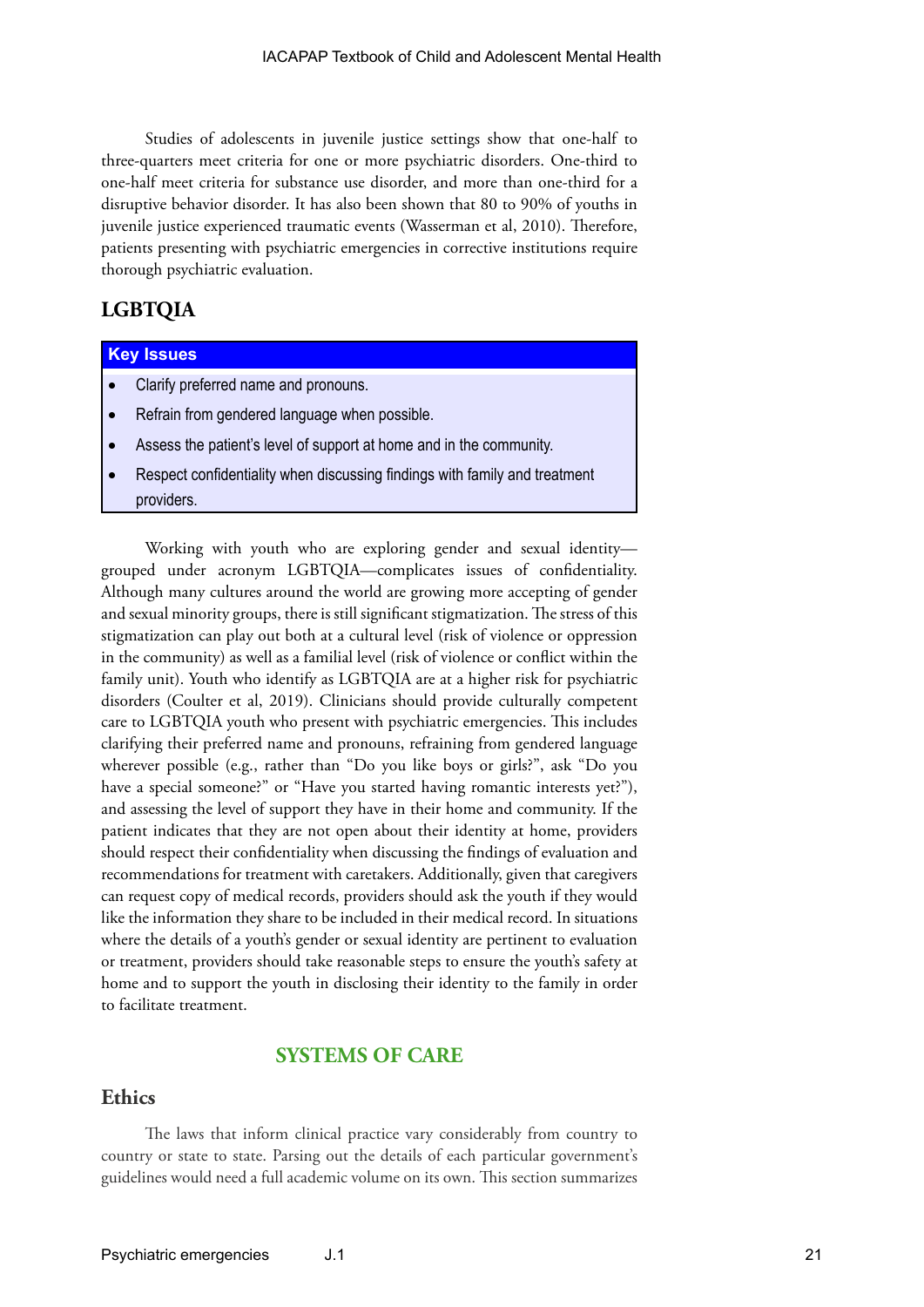Studies of adolescents in juvenile justice settings show that one-half to three-quarters meet criteria for one or more psychiatric disorders. One-third to one-half meet criteria for substance use disorder, and more than one-third for a disruptive behavior disorder. It has also been shown that 80 to 90% of youths in juvenile justice experienced traumatic events (Wasserman et al, 2010). Therefore, patients presenting with psychiatric emergencies in corrective institutions require thorough psychiatric evaluation.

## LGBTQIA

**Key Issues**

- Clarify preferred name and pronouns.
- Refrain from gendered language when possible.
- Assess the patient's level of support at home and in the community.
- Respect confidentiality when discussing findings with family and treatment providers.

Working with youth who are exploring gender and sexual identity—grouped under acronym LGBTQIA—complicates issues of confidentiality. Although many cultures around the world are growing more accepting of gender and sexual minority groups, there is still significant stigmatization. The stress of this stigmatization can play out both at a cultural level (risk of violence or oppression in the community) as well as a familial level (risk of violence or conflict within the family unit). Youth who identify as LGBTQIA are at a higher risk for psychiatric disorders (Coulter et al, 2019). Clinicians should provide culturally competent care to LGBTQIA youth who present with psychiatric emergencies. This includes clarifying their preferred name and pronouns, refraining from gendered language wherever possible (e.g., rather than "Do you like boys or girls?", ask "Do you have a special someone?" or "Have you started having romantic interests yet?"), and assessing the level of support they have in their home and community. If the patient indicates that they are not open about their identity at home, providers should respect their confidentiality when discussing the findings of evaluation and recommendations for treatment with caretakers. Additionally, given that caregivers can request copy of medical records, providers should ask the youth if they would like the information they share to be included in their medical record. In situations where the details of a youth's gender or sexual identity are pertinent to evaluation or treatment, providers should take reasonable steps to ensure the youth's safety at home and to support the youth in disclosing their identity to the family in order to facilitate treatment.

# SYSTEMS OF CARE

## Ethics

The laws that inform clinical practice vary considerably from country to country or state to state. Parsing out the details of each particular government's guidelines would need a full academic volume on its own. This section summarizes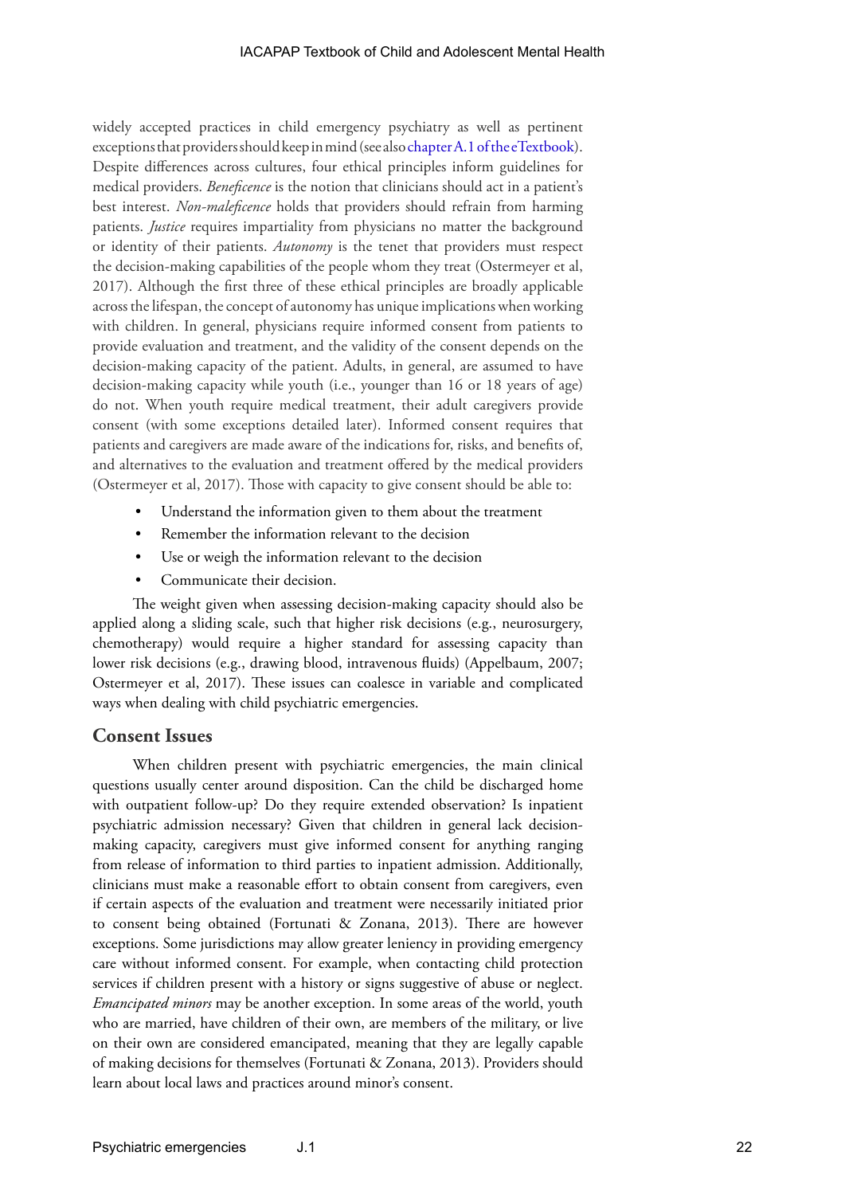widely accepted practices in child emergency psychiatry as well as pertinent exceptions that providers should keep in mind (see also chapter A.1 of the eTextbook). Despite differences across cultures, four ethical principles inform guidelines for medical providers. *Beneficence* is the notion that clinicians should act in a patient's best interest. *Non-maleficence* holds that providers should refrain from harming patients. *Justice* requires impartiality from physicians no matter the background or identity of their patients. *Autonomy* is the tenet that providers must respect the decision-making capabilities of the people whom they treat (Ostermeyer et al, 2017). Although the first three of these ethical principles are broadly applicable across the lifespan, the concept of autonomy has unique implications when working with children. In general, physicians require informed consent from patients to provide evaluation and treatment, and the validity of the consent depends on the decision-making capacity of the patient. Adults, in general, are assumed to have decision-making capacity while youth (i.e., younger than 16 or 18 years of age) do not. When youth require medical treatment, their adult caregivers provide consent (with some exceptions detailed later). Informed consent requires that patients and caregivers are made aware of the indications for, risks, and benefits of, and alternatives to the evaluation and treatment offered by the medical providers (Ostermeyer et al, 2017). Those with capacity to give consent should be able to:

- Understand the information given to them about the treatment
- Remember the information relevant to the decision
- Use or weigh the information relevant to the decision
- Communicate their decision.

The weight given when assessing decision-making capacity should also be applied along a sliding scale, such that higher risk decisions (e.g., neurosurgery, chemotherapy) would require a higher standard for assessing capacity than lower risk decisions (e.g., drawing blood, intravenous fluids) (Appelbaum, 2007; Ostermeyer et al, 2017). These issues can coalesce in variable and complicated ways when dealing with child psychiatric emergencies.

## Consent Issues

When children present with psychiatric emergencies, the main clinical questions usually center around disposition. Can the child be discharged home with outpatient follow-up? Do they require extended observation? Is inpatient psychiatric admission necessary? Given that children in general lack decision-making capacity, caregivers must give informed consent for anything ranging from release of information to third parties to inpatient admission. Additionally, clinicians must make a reasonable effort to obtain consent from caregivers, even if certain aspects of the evaluation and treatment were necessarily initiated prior to consent being obtained (Fortunati & Zonana, 2013). There are however exceptions. Some jurisdictions may allow greater leniency in providing emergency care without informed consent. For example, when contacting child protection services if children present with a history or signs suggestive of abuse or neglect. *Emancipated minors* may be another exception. In some areas of the world, youth who are married, have children of their own, are members of the military, or live on their own are considered emancipated, meaning that they are legally capable of making decisions for themselves (Fortunati & Zonana, 2013). Providers should learn about local laws and practices around minor's consent.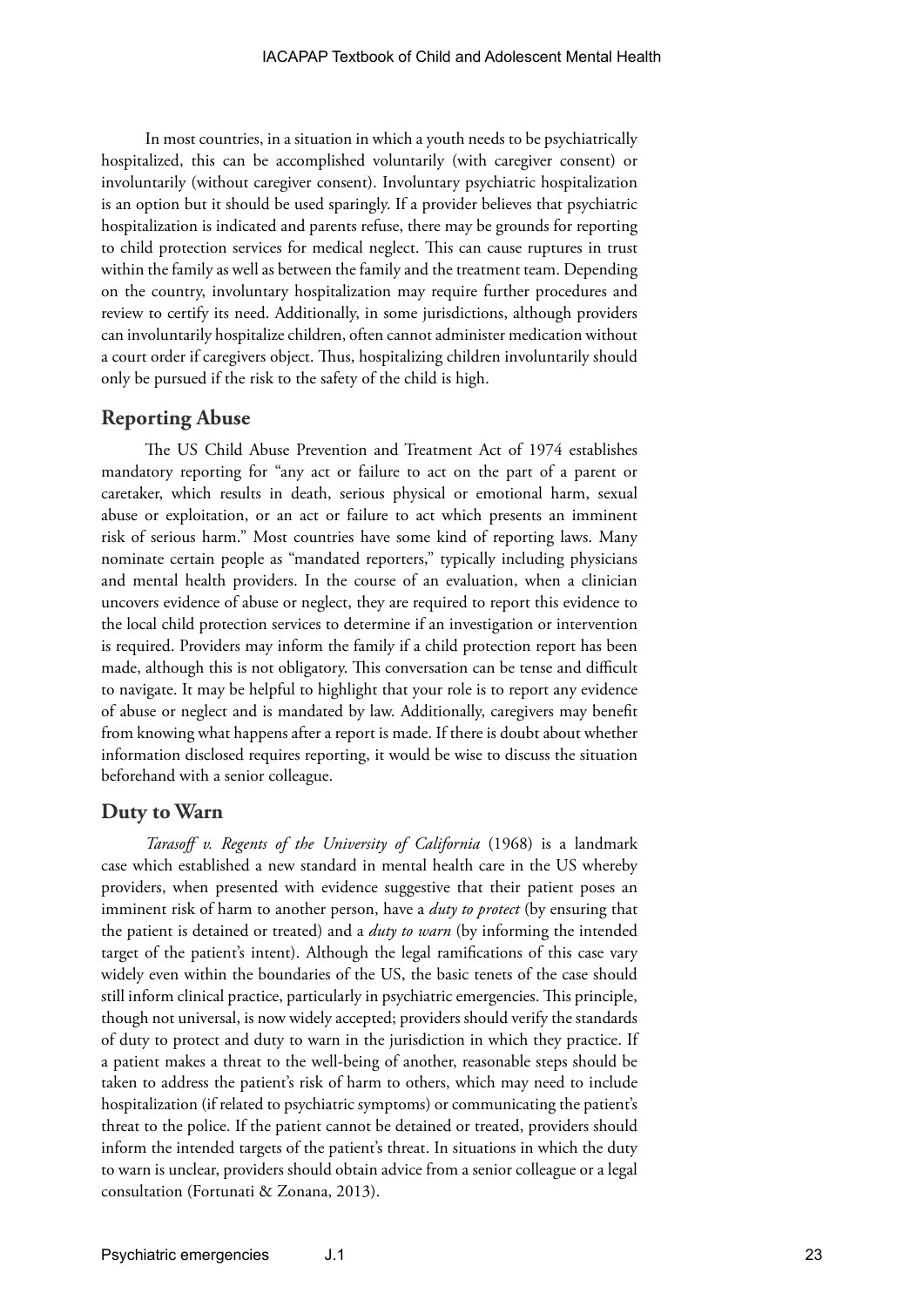In most countries, in a situation in which a youth needs to be psychiatrically hospitalized, this can be accomplished voluntarily (with caregiver consent) or involuntarily (without caregiver consent). Involuntary psychiatric hospitalization is an option but it should be used sparingly. If a provider believes that psychiatric hospitalization is indicated and parents refuse, there may be grounds for reporting to child protection services for medical neglect. This can cause ruptures in trust within the family as well as between the family and the treatment team. Depending on the country, involuntary hospitalization may require further procedures and review to certify its need. Additionally, in some jurisdictions, although providers can involuntarily hospitalize children, often cannot administer medication without a court order if caregivers object. Thus, hospitalizing children involuntarily should only be pursued if the risk to the safety of the child is high.

## Reporting Abuse

The US Child Abuse Prevention and Treatment Act of 1974 establishes mandatory reporting for "any act or failure to act on the part of a parent or caretaker, which results in death, serious physical or emotional harm, sexual abuse or exploitation, or an act or failure to act which presents an imminent risk of serious harm." Most countries have some kind of reporting laws. Many nominate certain people as "mandated reporters," typically including physicians and mental health providers. In the course of an evaluation, when a clinician uncovers evidence of abuse or neglect, they are required to report this evidence to the local child protection services to determine if an investigation or intervention is required. Providers may inform the family if a child protection report has been made, although this is not obligatory. This conversation can be tense and difficult to navigate. It may be helpful to highlight that your role is to report any evidence of abuse or neglect and is mandated by law. Additionally, caregivers may benefit from knowing what happens after a report is made. If there is doubt about whether information disclosed requires reporting, it would be wise to discuss the situation beforehand with a senior colleague.

## Duty to Warn

*Tarasoff v. Regents of the University of California* (1968) is a landmark case which established a new standard in mental health care in the US whereby providers, when presented with evidence suggestive that their patient poses an imminent risk of harm to another person, have a *duty to protect* (by ensuring that the patient is detained or treated) and a *duty to warn* (by informing the intended target of the patient's intent). Although the legal ramifications of this case vary widely even within the boundaries of the US, the basic tenets of the case should still inform clinical practice, particularly in psychiatric emergencies. This principle, though not universal, is now widely accepted; providers should verify the standards of duty to protect and duty to warn in the jurisdiction in which they practice. If a patient makes a threat to the well-being of another, reasonable steps should be taken to address the patient's risk of harm to others, which may need to include hospitalization (if related to psychiatric symptoms) or communicating the patient's threat to the police. If the patient cannot be detained or treated, providers should inform the intended targets of the patient's threat. In situations in which the duty to warn is unclear, providers should obtain advice from a senior colleague or a legal consultation (Fortunati & Zonana, 2013).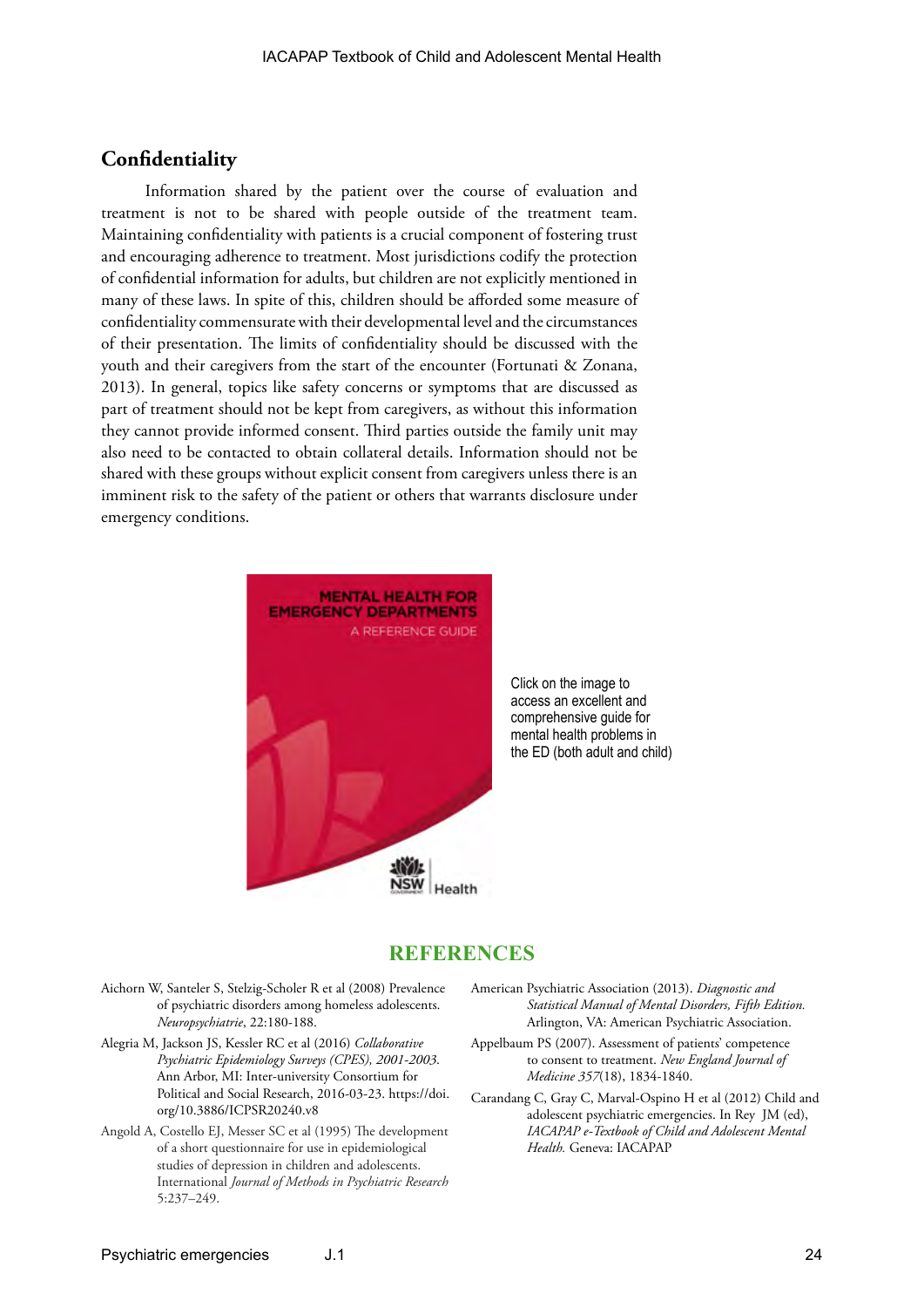## Confidentiality

Information shared by the patient over the course of evaluation and treatment is not to be shared with people outside of the treatment team. Maintaining confidentiality with patients is a crucial component of fostering trust and encouraging adherence to treatment. Most jurisdictions codify the protection of confidential information for adults, but children are not explicitly mentioned in many of these laws. In spite of this, children should be afforded some measure of confidentiality commensurate with their developmental level and the circumstances of their presentation. The limits of confidentiality should be discussed with the youth and their caregivers from the start of the encounter (Fortunati & Zonana, 2013). In general, topics like safety concerns or symptoms that are discussed as part of treatment should not be kept from caregivers, as without this information they cannot provide informed consent. Third parties outside the family unit may also need to be contacted to obtain collateral details. Information should not be shared with these groups without explicit consent from caregivers unless there is an imminent risk to the safety of the patient or others that warrants disclosure under emergency conditions.

MENTAL HEALTH FOR EMERGENCY DEPARTMENTS
A REFERENCE GUIDE
NSW Health

Click on the image to access an excellent and comprehensive guide for mental health problems in the ED (both adult and child)

## REFERENCES

Aichorn W, Santeler S, Stelzig-Scholer R et al (2008) Prevalence of psychiatric disorders among homeless adolescents. *Neuropsychiatrie*, 22:180-188.

Alegria M, Jackson JS, Kessler RC et al (2016) *Collaborative Psychiatric Epidemiology Surveys (CPES), 2001-2003*. Ann Arbor, MI: Inter-university Consortium for Political and Social Research, 2016-03-23. https://doi.org/10.3886/ICPSR20240.v8

Angold A, Costello EJ, Messer SC et al (1995) The development of a short questionnaire for use in epidemiological studies of depression in children and adolescents. International *Journal of Methods in Psychiatric Research* 5:237–249.

American Psychiatric Association (2013). *Diagnostic and Statistical Manual of Mental Disorders, Fifth Edition.* Arlington, VA: American Psychiatric Association.

Appelbaum PS (2007). Assessment of patients' competence to consent to treatment. *New England Journal of Medicine 357*(18), 1834-1840.

Carandang C, Gray C, Marval-Ospino H et al (2012) Child and adolescent psychiatric emergencies. In Rey JM (ed), *IACAPAP e-Textbook of Child and Adolescent Mental Health.* Geneva: IACAPAP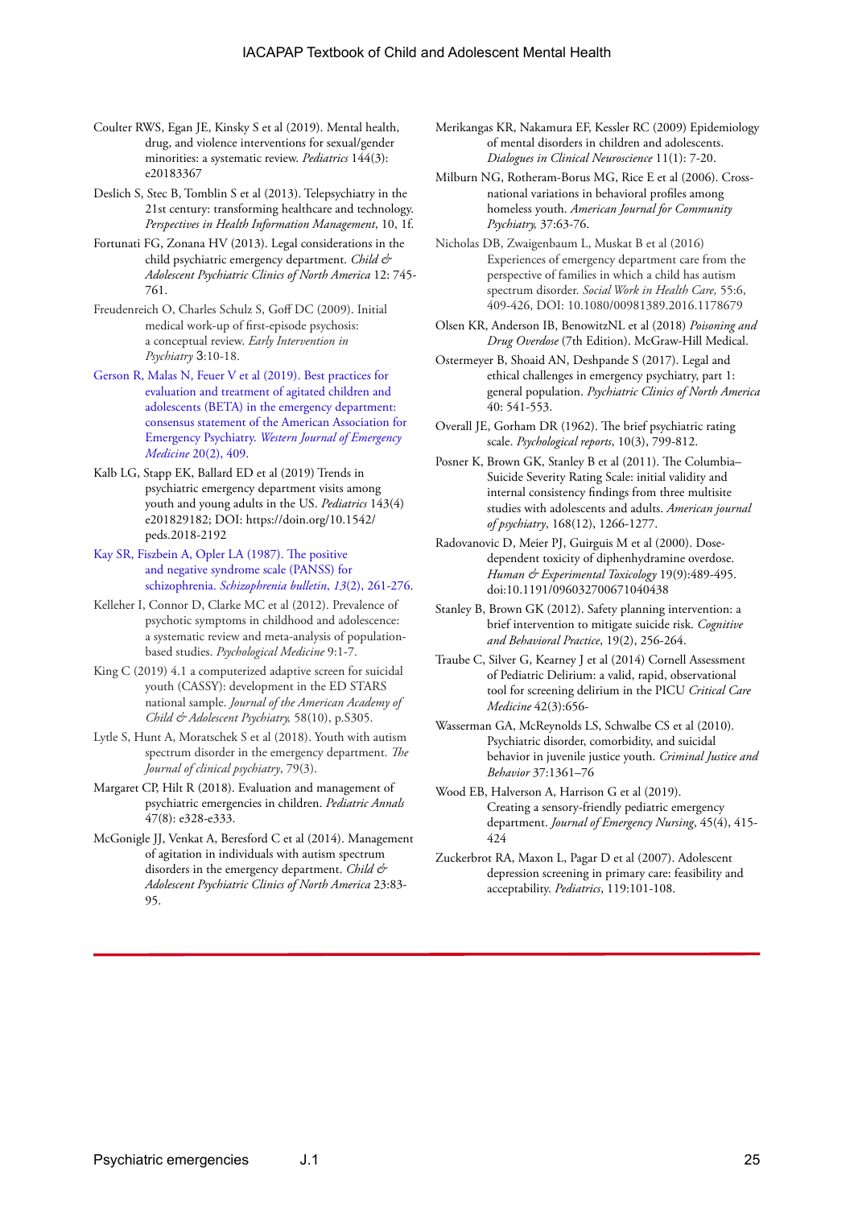Coulter RWS, Egan JE, Kinsky S et al (2019). Mental health, drug, and violence interventions for sexual/gender minorities: a systematic review. *Pediatrics* 144(3): e20183367

Deslich S, Stec B, Tomblin S et al (2013). Telepsychiatry in the 21st century: transforming healthcare and technology. *Perspectives in Health Information Management*, 10, 1f.

Fortunati FG, Zonana HV (2013). Legal considerations in the child psychiatric emergency department. *Child & Adolescent Psychiatric Clinics of North America* 12: 745-761.

Freudenreich O, Charles Schulz S, Goff DC (2009). Initial medical work-up of first-episode psychosis: a conceptual review. *Early Intervention in Psychiatry* 3:10-18.

Gerson R, Malas N, Feuer V et al (2019). Best practices for evaluation and treatment of agitated children and adolescents (BETA) in the emergency department: consensus statement of the American Association for Emergency Psychiatry. *Western Journal of Emergency Medicine* 20(2), 409.

Kalb LG, Stapp EK, Ballard ED et al (2019) Trends in psychiatric emergency department visits among youth and young adults in the US. *Pediatrics* 143(4) e201829182; DOI: https://doin.org/10.1542/peds.2018-2192

Kay SR, Fiszbein A, Opler LA (1987). The positive and negative syndrome scale (PANSS) for schizophrenia. *Schizophrenia bulletin*, *13*(2), 261-276.

Kelleher I, Connor D, Clarke MC et al (2012). Prevalence of psychotic symptoms in childhood and adolescence: a systematic review and meta-analysis of population-based studies. *Psychological Medicine* 9:1-7.

King C (2019) 4.1 a computerized adaptive screen for suicidal youth (CASSY): development in the ED STARS national sample. *Journal of the American Academy of Child & Adolescent Psychiatry,* 58(10), p.S305.

Lytle S, Hunt A, Moratschek S et al (2018). Youth with autism spectrum disorder in the emergency department. *The Journal of clinical psychiatry*, 79(3).

Margaret CP, Hilt R (2018). Evaluation and management of psychiatric emergencies in children. *Pediatric Annals* 47(8): e328-e333.

McGonigle JJ, Venkat A, Beresford C et al (2014). Management of agitation in individuals with autism spectrum disorders in the emergency department. *Child & Adolescent Psychiatric Clinics of North America* 23:83-95.

Merikangas KR, Nakamura EF, Kessler RC (2009) Epidemiology of mental disorders in children and adolescents. *Dialogues in Clinical Neuroscience* 11(1): 7-20.

Milburn NG, Rotheram-Borus MG, Rice E et al (2006). Cross-national variations in behavioral profiles among homeless youth. *American Journal for Community Psychiatry,* 37:63-76.

Nicholas DB, Zwaigenbaum L, Muskat B et al (2016) Experiences of emergency department care from the perspective of families in which a child has autism spectrum disorder. *Social Work in Health Care,* 55:6, 409-426, DOI: 10.1080/00981389.2016.1178679

Olsen KR, Anderson IB, BenowitzNL et al (2018) *Poisoning and Drug Overdose* (7th Edition). McGraw-Hill Medical.

Ostermeyer B, Shoaid AN, Deshpande S (2017). Legal and ethical challenges in emergency psychiatry, part 1: general population. *Psychiatric Clinics of North America* 40: 541-553.

Overall JE, Gorham DR (1962). The brief psychiatric rating scale. *Psychological reports*, 10(3), 799-812.

Posner K, Brown GK, Stanley B et al (2011). The Columbia–Suicide Severity Rating Scale: initial validity and internal consistency findings from three multisite studies with adolescents and adults. *American journal of psychiatry*, 168(12), 1266-1277.

Radovanovic D, Meier PJ, Guirguis M et al (2000). Dose-dependent toxicity of diphenhydramine overdose. *Human & Experimental Toxicology* 19(9):489-495. doi:10.1191/096032700671040438

Stanley B, Brown GK (2012). Safety planning intervention: a brief intervention to mitigate suicide risk. *Cognitive and Behavioral Practice*, 19(2), 256-264.

Traube C, Silver G, Kearney J et al (2014) Cornell Assessment of Pediatric Delirium: a valid, rapid, observational tool for screening delirium in the PICU *Critical Care Medicine* 42(3):656-

Wasserman GA, McReynolds LS, Schwalbe CS et al (2010). Psychiatric disorder, comorbidity, and suicidal behavior in juvenile justice youth. *Criminal Justice and Behavior* 37:1361–76

Wood EB, Halverson A, Harrison G et al (2019). Creating a sensory-friendly pediatric emergency department. *Journal of Emergency Nursing*, 45(4), 415-424

Zuckerbrot RA, Maxon L, Pagar D et al (2007). Adolescent depression screening in primary care: feasibility and acceptability. *Pediatrics*, 119:101-108.